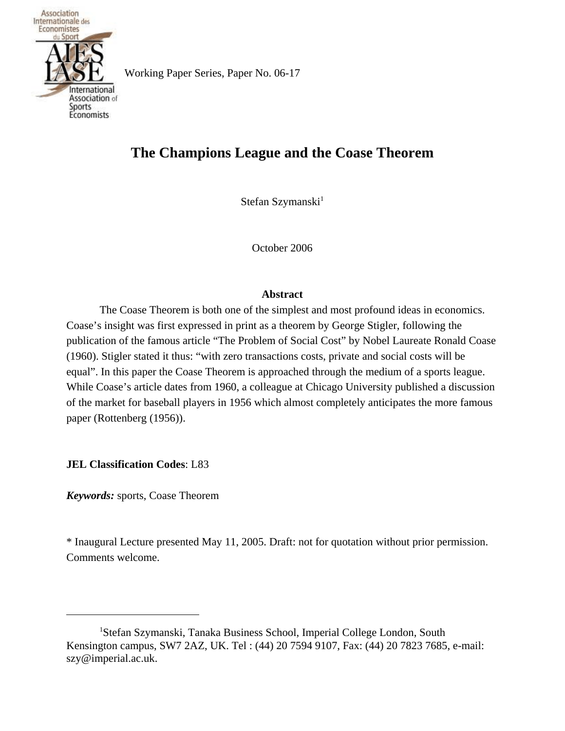Working Paper Series, Paper No. 06-17

# The Champions League and the Coase Theorem

Stefan Szymanski[1]

October 2006

## Abstract

The Coase Theorem is both one of the simplest and most profound ideas in economics. Coase's insight was first expressed in print as a theorem by George Stigler, following the publication of the famous article "The Problem of Social Cost" by Nobel Laureate Ronald Coase (1960). Stigler stated it thus: "with zero transactions costs, private and social costs will be equal". In this paper the Coase Theorem is approached through the medium of a sports league. While Coase's article dates from 1960, a colleague at Chicago University published a discussion of the market for baseball players in 1956 which almost completely anticipates the more famous paper (Rottenberg (1956)).

**JEL Classification Codes**: L83

***Keywords:*** sports, Coase Theorem

* Inaugural Lecture presented May 11, 2005. Draft: not for quotation without prior permission. Comments welcome.

---

[1]Stefan Szymanski, Tanaka Business School, Imperial College London, South Kensington campus, SW7 2AZ, UK. Tel : (44) 20 7594 9107, Fax: (44) 20 7823 7685, e-mail: szy@imperial.ac.uk.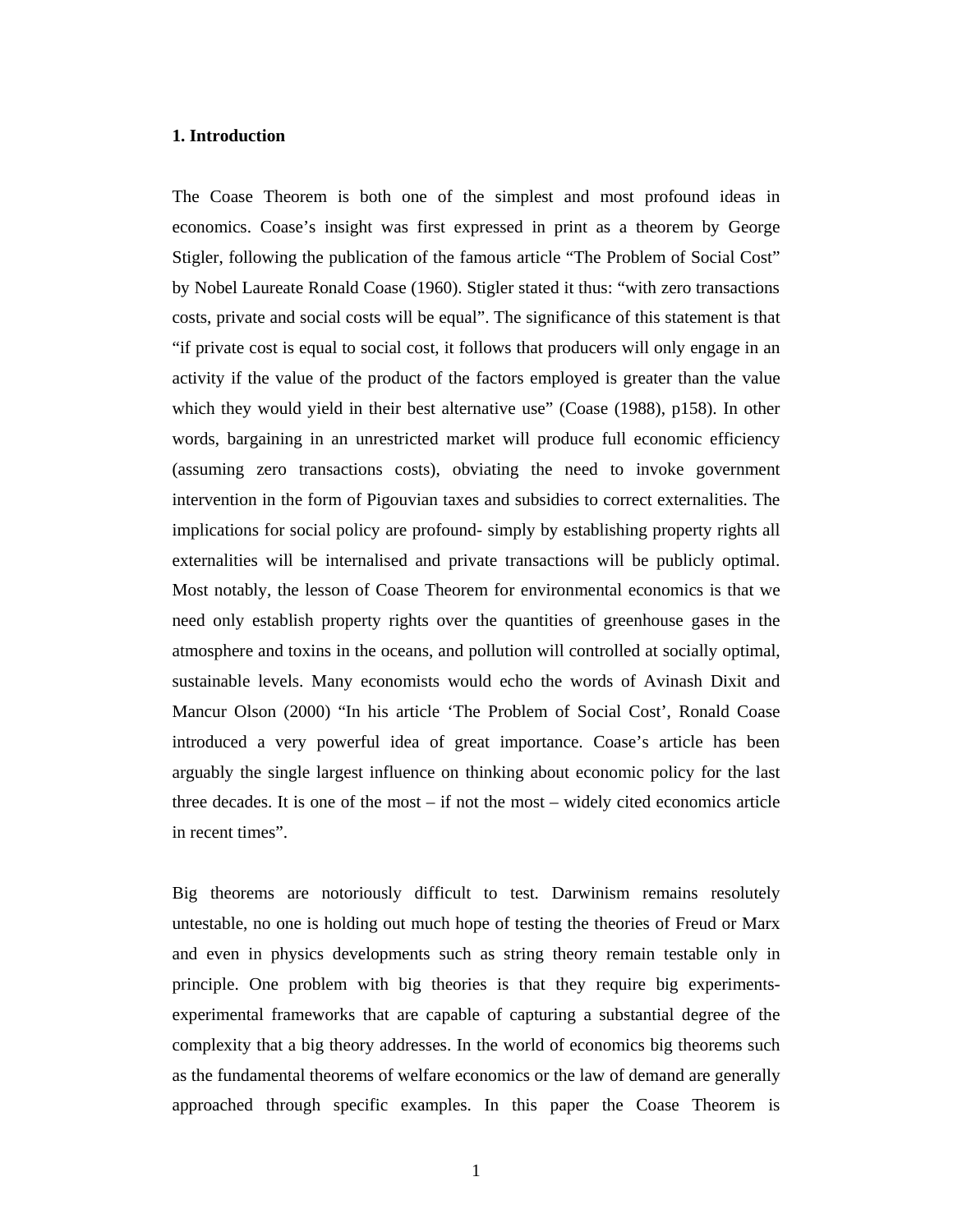## 1. Introduction

The Coase Theorem is both one of the simplest and most profound ideas in economics. Coase's insight was first expressed in print as a theorem by George Stigler, following the publication of the famous article "The Problem of Social Cost" by Nobel Laureate Ronald Coase (1960). Stigler stated it thus: "with zero transactions costs, private and social costs will be equal". The significance of this statement is that "if private cost is equal to social cost, it follows that producers will only engage in an activity if the value of the product of the factors employed is greater than the value which they would yield in their best alternative use" (Coase (1988), p158). In other words, bargaining in an unrestricted market will produce full economic efficiency (assuming zero transactions costs), obviating the need to invoke government intervention in the form of Pigouvian taxes and subsidies to correct externalities. The implications for social policy are profound- simply by establishing property rights all externalities will be internalised and private transactions will be publicly optimal. Most notably, the lesson of Coase Theorem for environmental economics is that we need only establish property rights over the quantities of greenhouse gases in the atmosphere and toxins in the oceans, and pollution will controlled at socially optimal, sustainable levels. Many economists would echo the words of Avinash Dixit and Mancur Olson (2000) "In his article 'The Problem of Social Cost', Ronald Coase introduced a very powerful idea of great importance. Coase's article has been arguably the single largest influence on thinking about economic policy for the last three decades. It is one of the most – if not the most – widely cited economics article in recent times".

Big theorems are notoriously difficult to test. Darwinism remains resolutely untestable, no one is holding out much hope of testing the theories of Freud or Marx and even in physics developments such as string theory remain testable only in principle. One problem with big theories is that they require big experiments- experimental frameworks that are capable of capturing a substantial degree of the complexity that a big theory addresses. In the world of economics big theorems such as the fundamental theorems of welfare economics or the law of demand are generally approached through specific examples. In this paper the Coase Theorem is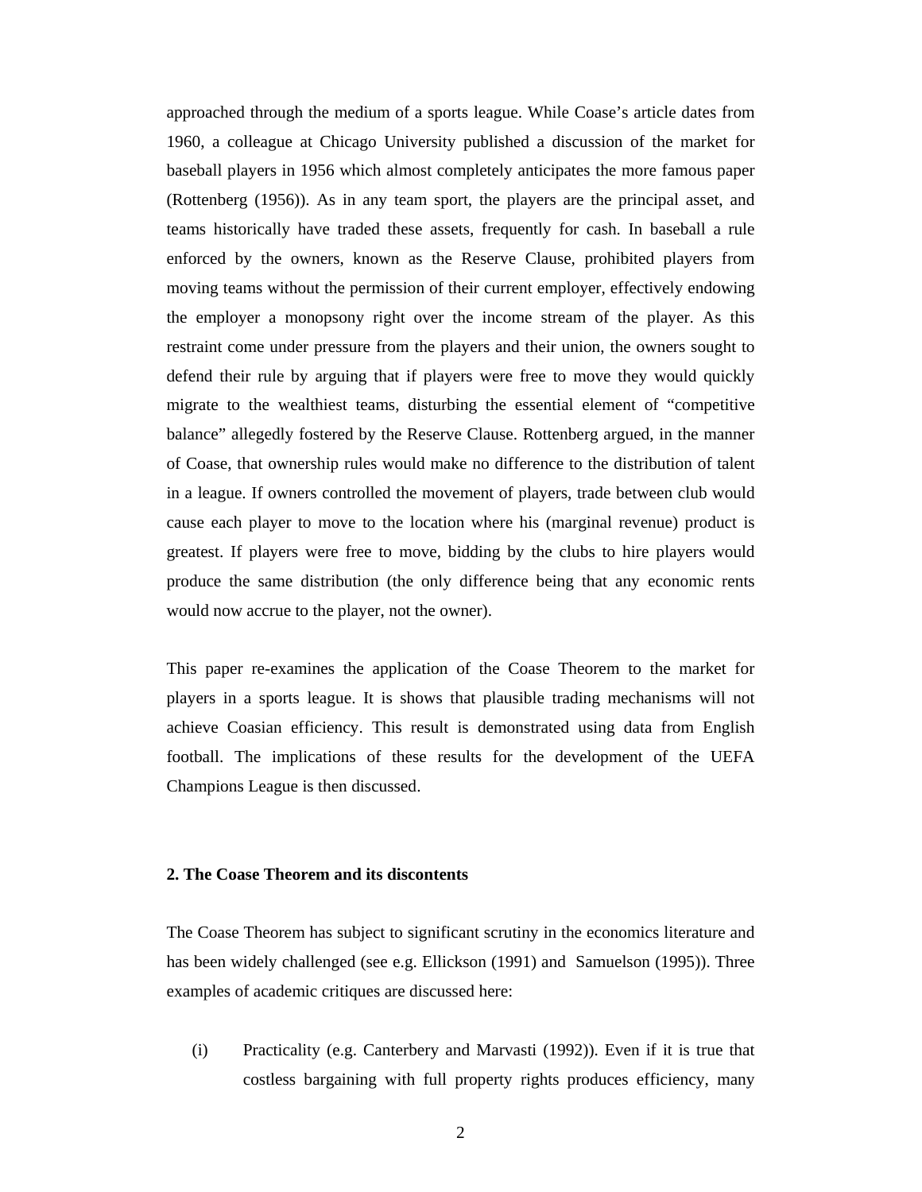approached through the medium of a sports league. While Coase's article dates from 1960, a colleague at Chicago University published a discussion of the market for baseball players in 1956 which almost completely anticipates the more famous paper (Rottenberg (1956)). As in any team sport, the players are the principal asset, and teams historically have traded these assets, frequently for cash. In baseball a rule enforced by the owners, known as the Reserve Clause, prohibited players from moving teams without the permission of their current employer, effectively endowing the employer a monopsony right over the income stream of the player. As this restraint come under pressure from the players and their union, the owners sought to defend their rule by arguing that if players were free to move they would quickly migrate to the wealthiest teams, disturbing the essential element of "competitive balance" allegedly fostered by the Reserve Clause. Rottenberg argued, in the manner of Coase, that ownership rules would make no difference to the distribution of talent in a league. If owners controlled the movement of players, trade between club would cause each player to move to the location where his (marginal revenue) product is greatest. If players were free to move, bidding by the clubs to hire players would produce the same distribution (the only difference being that any economic rents would now accrue to the player, not the owner).

This paper re-examines the application of the Coase Theorem to the market for players in a sports league. It is shows that plausible trading mechanisms will not achieve Coasian efficiency. This result is demonstrated using data from English football. The implications of these results for the development of the UEFA Champions League is then discussed.

## 2. The Coase Theorem and its discontents

The Coase Theorem has subject to significant scrutiny in the economics literature and has been widely challenged (see e.g. Ellickson (1991) and Samuelson (1995)). Three examples of academic critiques are discussed here:

(i) Practicality (e.g. Canterbery and Marvasti (1992)). Even if it is true that costless bargaining with full property rights produces efficiency, many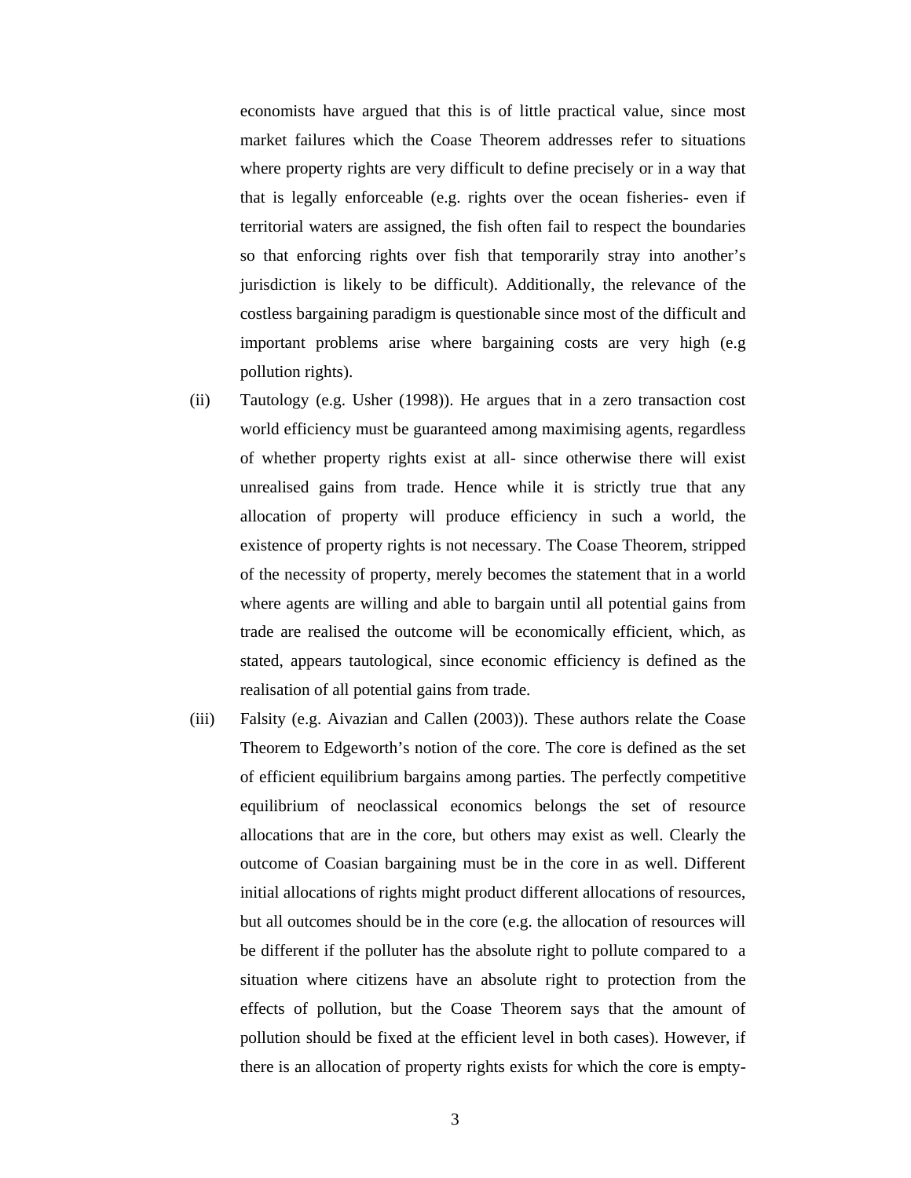economists have argued that this is of little practical value, since most market failures which the Coase Theorem addresses refer to situations where property rights are very difficult to define precisely or in a way that that is legally enforceable (e.g. rights over the ocean fisheries- even if territorial waters are assigned, the fish often fail to respect the boundaries so that enforcing rights over fish that temporarily stray into another's jurisdiction is likely to be difficult). Additionally, the relevance of the costless bargaining paradigm is questionable since most of the difficult and important problems arise where bargaining costs are very high (e.g pollution rights).

(ii) Tautology (e.g. Usher (1998)). He argues that in a zero transaction cost world efficiency must be guaranteed among maximising agents, regardless of whether property rights exist at all- since otherwise there will exist unrealised gains from trade. Hence while it is strictly true that any allocation of property will produce efficiency in such a world, the existence of property rights is not necessary. The Coase Theorem, stripped of the necessity of property, merely becomes the statement that in a world where agents are willing and able to bargain until all potential gains from trade are realised the outcome will be economically efficient, which, as stated, appears tautological, since economic efficiency is defined as the realisation of all potential gains from trade.

(iii) Falsity (e.g. Aivazian and Callen (2003)). These authors relate the Coase Theorem to Edgeworth's notion of the core. The core is defined as the set of efficient equilibrium bargains among parties. The perfectly competitive equilibrium of neoclassical economics belongs the set of resource allocations that are in the core, but others may exist as well. Clearly the outcome of Coasian bargaining must be in the core in as well. Different initial allocations of rights might product different allocations of resources, but all outcomes should be in the core (e.g. the allocation of resources will be different if the polluter has the absolute right to pollute compared to a situation where citizens have an absolute right to protection from the effects of pollution, but the Coase Theorem says that the amount of pollution should be fixed at the efficient level in both cases). However, if there is an allocation of property rights exists for which the core is empty-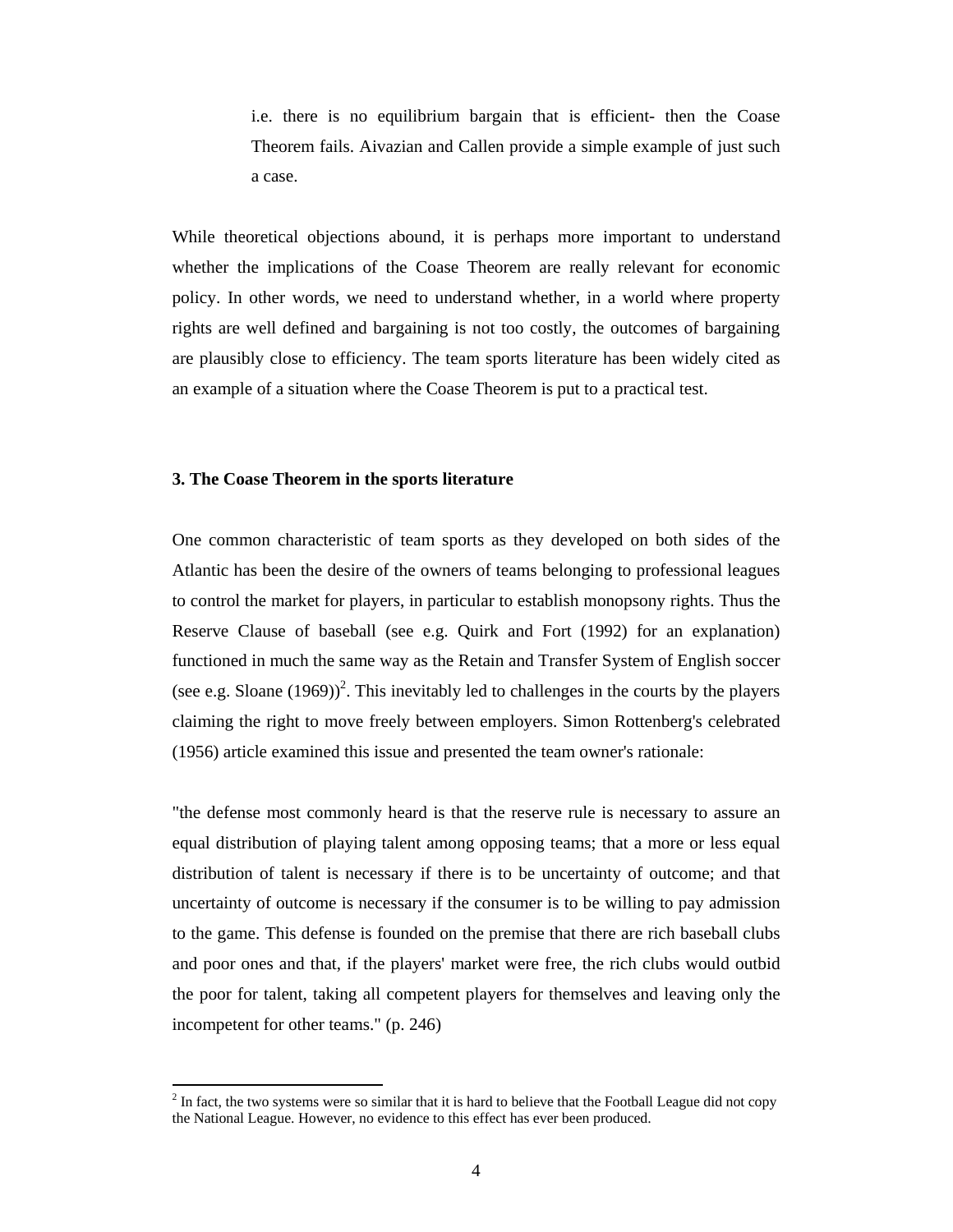i.e. there is no equilibrium bargain that is efficient- then the Coase Theorem fails. Aivazian and Callen provide a simple example of just such a case.

While theoretical objections abound, it is perhaps more important to understand whether the implications of the Coase Theorem are really relevant for economic policy. In other words, we need to understand whether, in a world where property rights are well defined and bargaining is not too costly, the outcomes of bargaining are plausibly close to efficiency. The team sports literature has been widely cited as an example of a situation where the Coase Theorem is put to a practical test.

### 3. The Coase Theorem in the sports literature

One common characteristic of team sports as they developed on both sides of the Atlantic has been the desire of the owners of teams belonging to professional leagues to control the market for players, in particular to establish monopsony rights. Thus the Reserve Clause of baseball (see e.g. Quirk and Fort (1992) for an explanation) functioned in much the same way as the Retain and Transfer System of English soccer (see e.g. Sloane (1969))[2]. This inevitably led to challenges in the courts by the players claiming the right to move freely between employers. Simon Rottenberg's celebrated (1956) article examined this issue and presented the team owner's rationale:

"the defense most commonly heard is that the reserve rule is necessary to assure an equal distribution of playing talent among opposing teams; that a more or less equal distribution of talent is necessary if there is to be uncertainty of outcome; and that uncertainty of outcome is necessary if the consumer is to be willing to pay admission to the game. This defense is founded on the premise that there are rich baseball clubs and poor ones and that, if the players' market were free, the rich clubs would outbid the poor for talent, taking all competent players for themselves and leaving only the incompetent for other teams." (p. 246)

[2] In fact, the two systems were so similar that it is hard to believe that the Football League did not copy the National League. However, no evidence to this effect has ever been produced.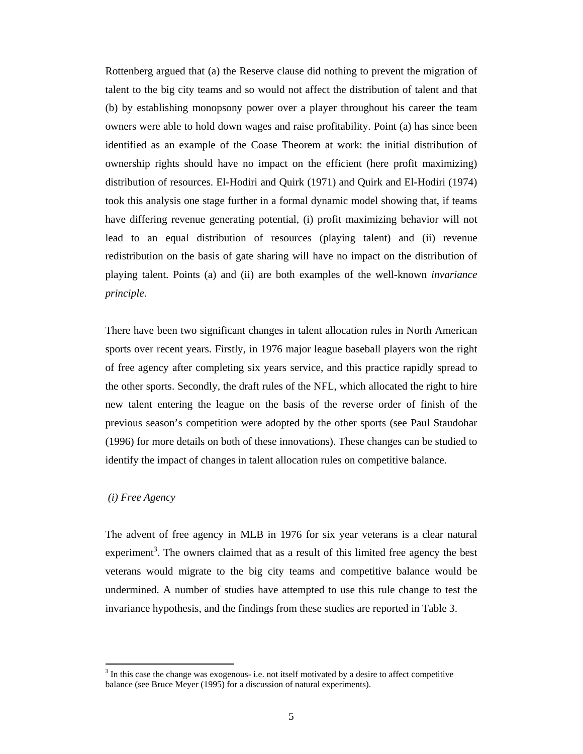Rottenberg argued that (a) the Reserve clause did nothing to prevent the migration of talent to the big city teams and so would not affect the distribution of talent and that (b) by establishing monopsony power over a player throughout his career the team owners were able to hold down wages and raise profitability. Point (a) has since been identified as an example of the Coase Theorem at work: the initial distribution of ownership rights should have no impact on the efficient (here profit maximizing) distribution of resources. El-Hodiri and Quirk (1971) and Quirk and El-Hodiri (1974) took this analysis one stage further in a formal dynamic model showing that, if teams have differing revenue generating potential, (i) profit maximizing behavior will not lead to an equal distribution of resources (playing talent) and (ii) revenue redistribution on the basis of gate sharing will have no impact on the distribution of playing talent. Points (a) and (ii) are both examples of the well-known *invariance principle*.

There have been two significant changes in talent allocation rules in North American sports over recent years. Firstly, in 1976 major league baseball players won the right of free agency after completing six years service, and this practice rapidly spread to the other sports. Secondly, the draft rules of the NFL, which allocated the right to hire new talent entering the league on the basis of the reverse order of finish of the previous season's competition were adopted by the other sports (see Paul Staudohar (1996) for more details on both of these innovations). These changes can be studied to identify the impact of changes in talent allocation rules on competitive balance.

*(i) Free Agency*

The advent of free agency in MLB in 1976 for six year veterans is a clear natural experiment[3]. The owners claimed that as a result of this limited free agency the best veterans would migrate to the big city teams and competitive balance would be undermined. A number of studies have attempted to use this rule change to test the invariance hypothesis, and the findings from these studies are reported in Table 3.

[3] In this case the change was exogenous- i.e. not itself motivated by a desire to affect competitive balance (see Bruce Meyer (1995) for a discussion of natural experiments).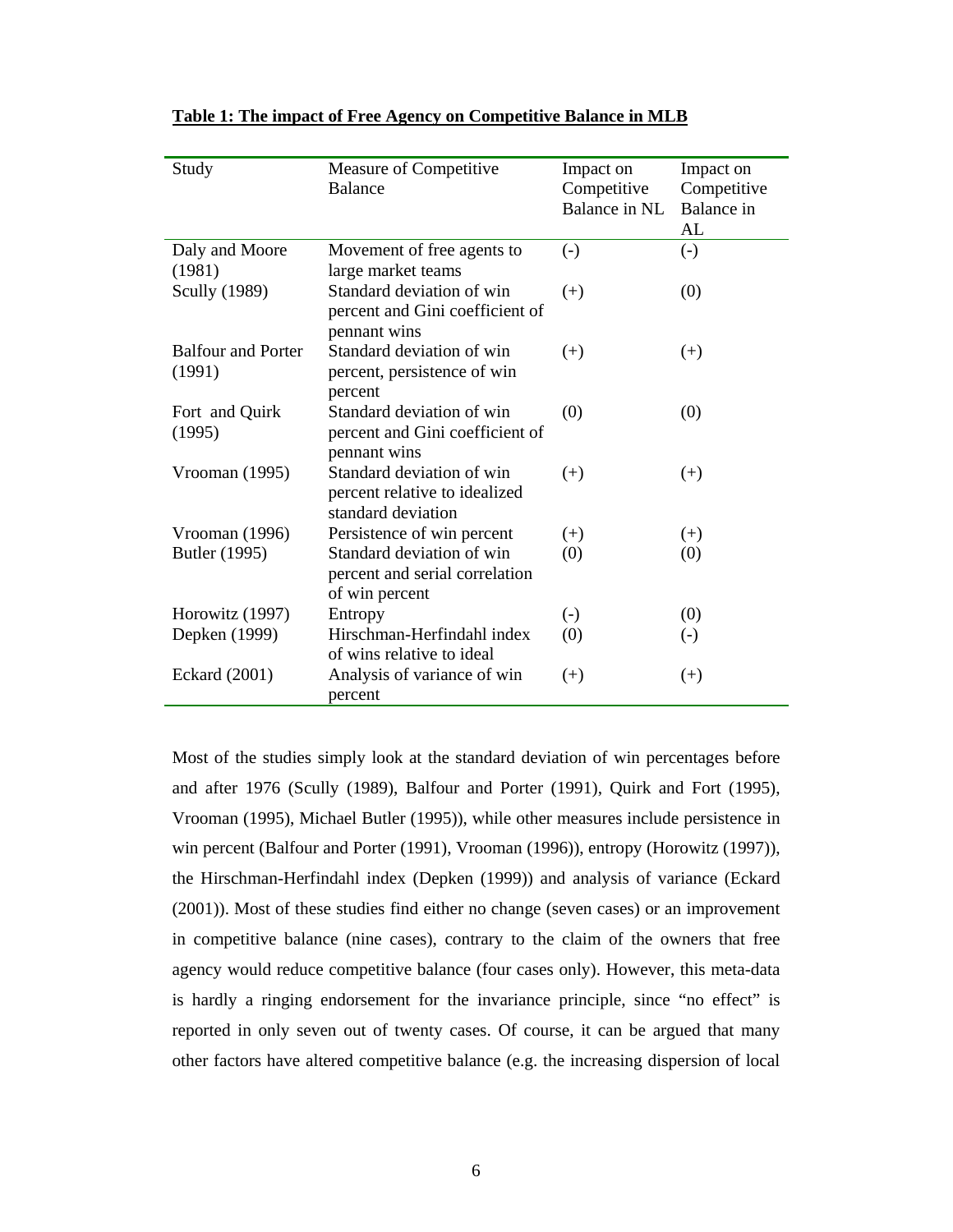**Table 1: The impact of Free Agency on Competitive Balance in MLB**

| Study | Measure of Competitive Balance | Impact on Competitive Balance in NL | Impact on Competitive Balance in AL |
|---|---|---|---|
| Daly and Moore (1981) | Movement of free agents to large market teams | (-) | (-) |
| Scully (1989) | Standard deviation of win percent and Gini coefficient of pennant wins | (+) | (0) |
| Balfour and Porter (1991) | Standard deviation of win percent, persistence of win percent | (+) | (+) |
| Fort and Quirk (1995) | Standard deviation of win percent and Gini coefficient of pennant wins | (0) | (0) |
| Vrooman (1995) | Standard deviation of win percent relative to idealized standard deviation | (+) | (+) |
| Vrooman (1996) | Persistence of win percent | (+) | (+) |
| Butler (1995) | Standard deviation of win percent and serial correlation of win percent | (0) | (0) |
| Horowitz (1997) | Entropy | (-) | (0) |
| Depken (1999) | Hirschman-Herfindahl index of wins relative to ideal | (0) | (-) |
| Eckard (2001) | Analysis of variance of win percent | (+) | (+) |

Most of the studies simply look at the standard deviation of win percentages before and after 1976 (Scully (1989), Balfour and Porter (1991), Quirk and Fort (1995), Vrooman (1995), Michael Butler (1995)), while other measures include persistence in win percent (Balfour and Porter (1991), Vrooman (1996)), entropy (Horowitz (1997)), the Hirschman-Herfindahl index (Depken (1999)) and analysis of variance (Eckard (2001)). Most of these studies find either no change (seven cases) or an improvement in competitive balance (nine cases), contrary to the claim of the owners that free agency would reduce competitive balance (four cases only). However, this meta-data is hardly a ringing endorsement for the invariance principle, since "no effect" is reported in only seven out of twenty cases. Of course, it can be argued that many other factors have altered competitive balance (e.g. the increasing dispersion of local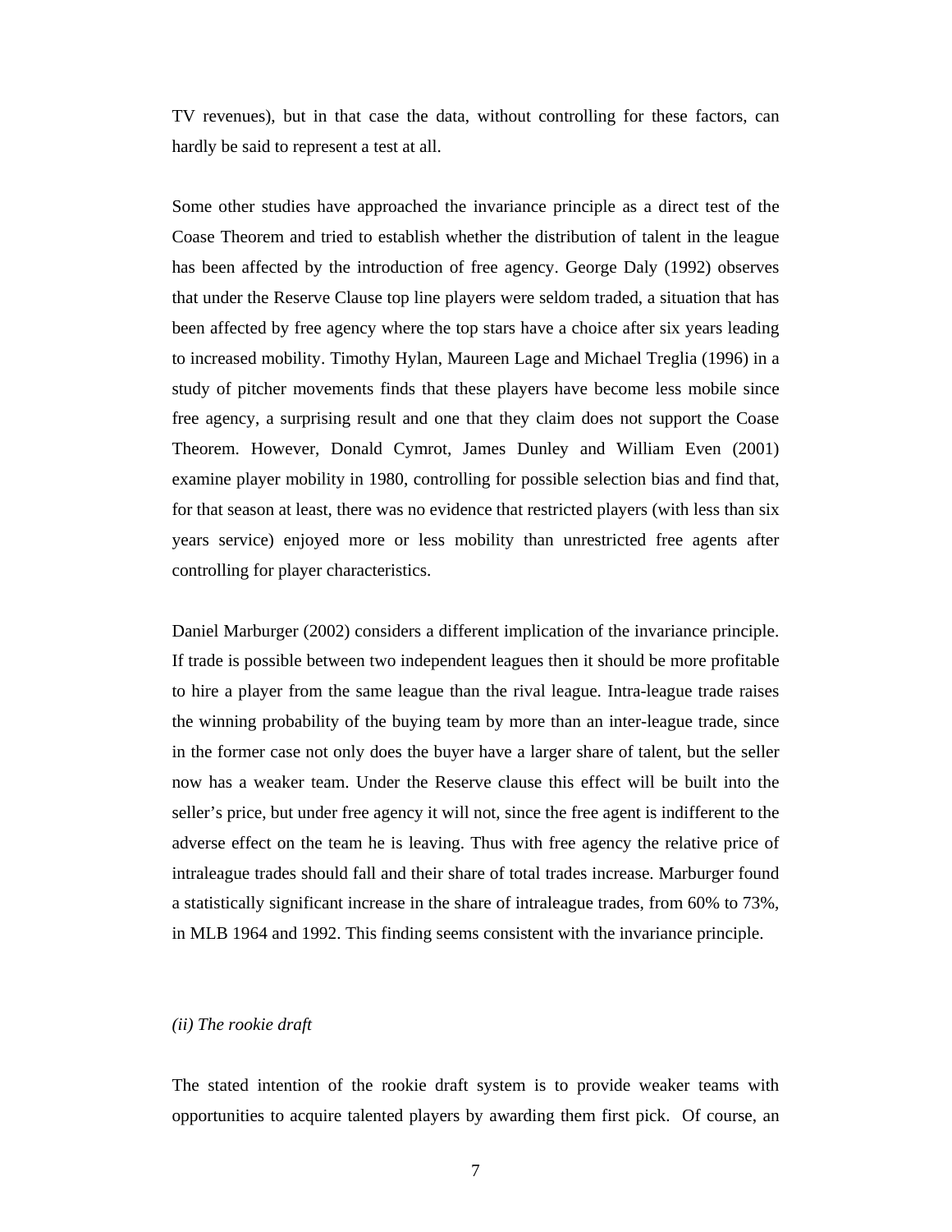TV revenues), but in that case the data, without controlling for these factors, can hardly be said to represent a test at all.

Some other studies have approached the invariance principle as a direct test of the Coase Theorem and tried to establish whether the distribution of talent in the league has been affected by the introduction of free agency. George Daly (1992) observes that under the Reserve Clause top line players were seldom traded, a situation that has been affected by free agency where the top stars have a choice after six years leading to increased mobility. Timothy Hylan, Maureen Lage and Michael Treglia (1996) in a study of pitcher movements finds that these players have become less mobile since free agency, a surprising result and one that they claim does not support the Coase Theorem. However, Donald Cymrot, James Dunley and William Even (2001) examine player mobility in 1980, controlling for possible selection bias and find that, for that season at least, there was no evidence that restricted players (with less than six years service) enjoyed more or less mobility than unrestricted free agents after controlling for player characteristics.

Daniel Marburger (2002) considers a different implication of the invariance principle. If trade is possible between two independent leagues then it should be more profitable to hire a player from the same league than the rival league. Intra-league trade raises the winning probability of the buying team by more than an inter-league trade, since in the former case not only does the buyer have a larger share of talent, but the seller now has a weaker team. Under the Reserve clause this effect will be built into the seller's price, but under free agency it will not, since the free agent is indifferent to the adverse effect on the team he is leaving. Thus with free agency the relative price of intraleague trades should fall and their share of total trades increase. Marburger found a statistically significant increase in the share of intraleague trades, from 60% to 73%, in MLB 1964 and 1992. This finding seems consistent with the invariance principle.

*(ii) The rookie draft*

The stated intention of the rookie draft system is to provide weaker teams with opportunities to acquire talented players by awarding them first pick. Of course, an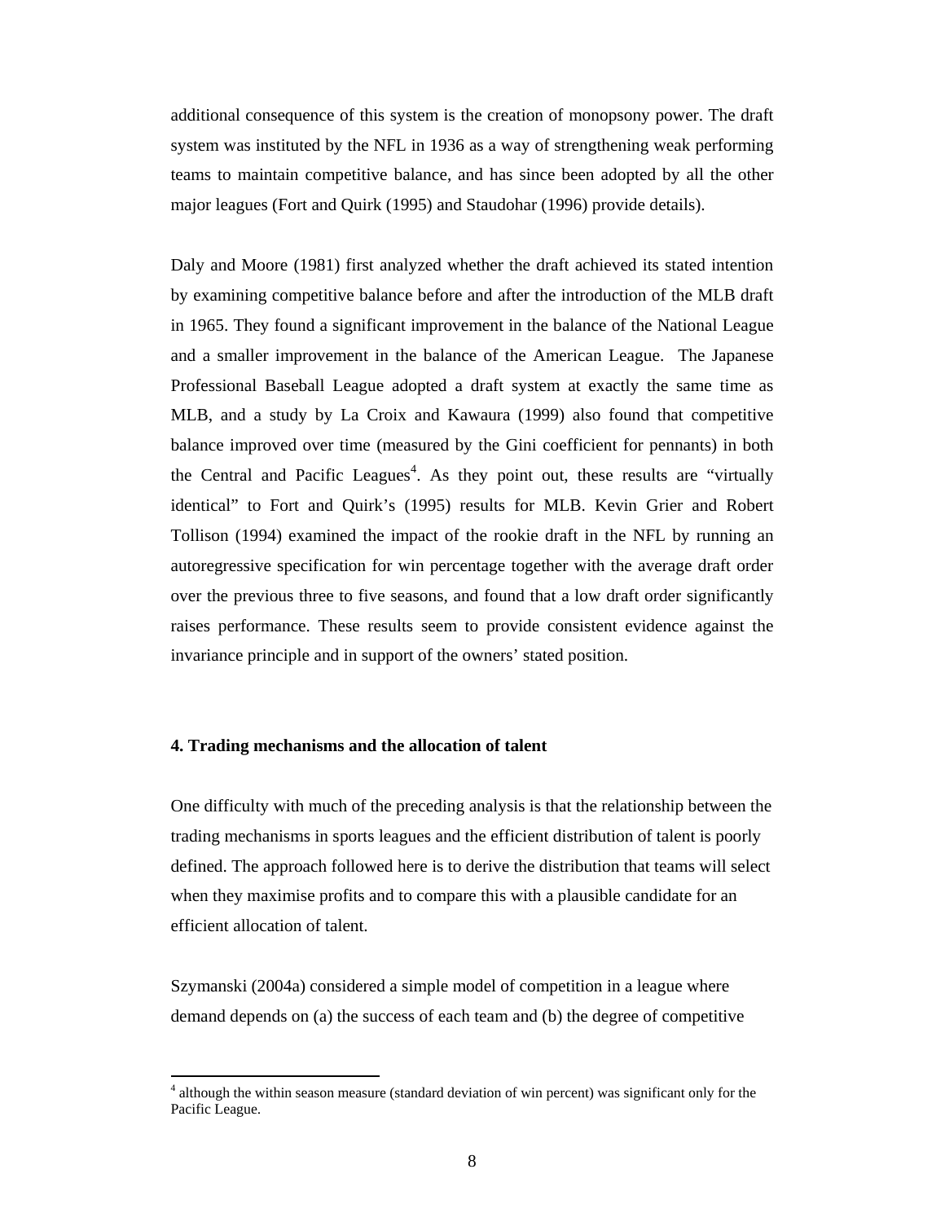additional consequence of this system is the creation of monopsony power. The draft system was instituted by the NFL in 1936 as a way of strengthening weak performing teams to maintain competitive balance, and has since been adopted by all the other major leagues (Fort and Quirk (1995) and Staudohar (1996) provide details).

Daly and Moore (1981) first analyzed whether the draft achieved its stated intention by examining competitive balance before and after the introduction of the MLB draft in 1965. They found a significant improvement in the balance of the National League and a smaller improvement in the balance of the American League. The Japanese Professional Baseball League adopted a draft system at exactly the same time as MLB, and a study by La Croix and Kawaura (1999) also found that competitive balance improved over time (measured by the Gini coefficient for pennants) in both the Central and Pacific Leagues[4]. As they point out, these results are "virtually identical" to Fort and Quirk's (1995) results for MLB. Kevin Grier and Robert Tollison (1994) examined the impact of the rookie draft in the NFL by running an autoregressive specification for win percentage together with the average draft order over the previous three to five seasons, and found that a low draft order significantly raises performance. These results seem to provide consistent evidence against the invariance principle and in support of the owners' stated position.

## 4. Trading mechanisms and the allocation of talent

One difficulty with much of the preceding analysis is that the relationship between the trading mechanisms in sports leagues and the efficient distribution of talent is poorly defined. The approach followed here is to derive the distribution that teams will select when they maximise profits and to compare this with a plausible candidate for an efficient allocation of talent.

Szymanski (2004a) considered a simple model of competition in a league where demand depends on (a) the success of each team and (b) the degree of competitive

---

[4] although the within season measure (standard deviation of win percent) was significant only for the Pacific League.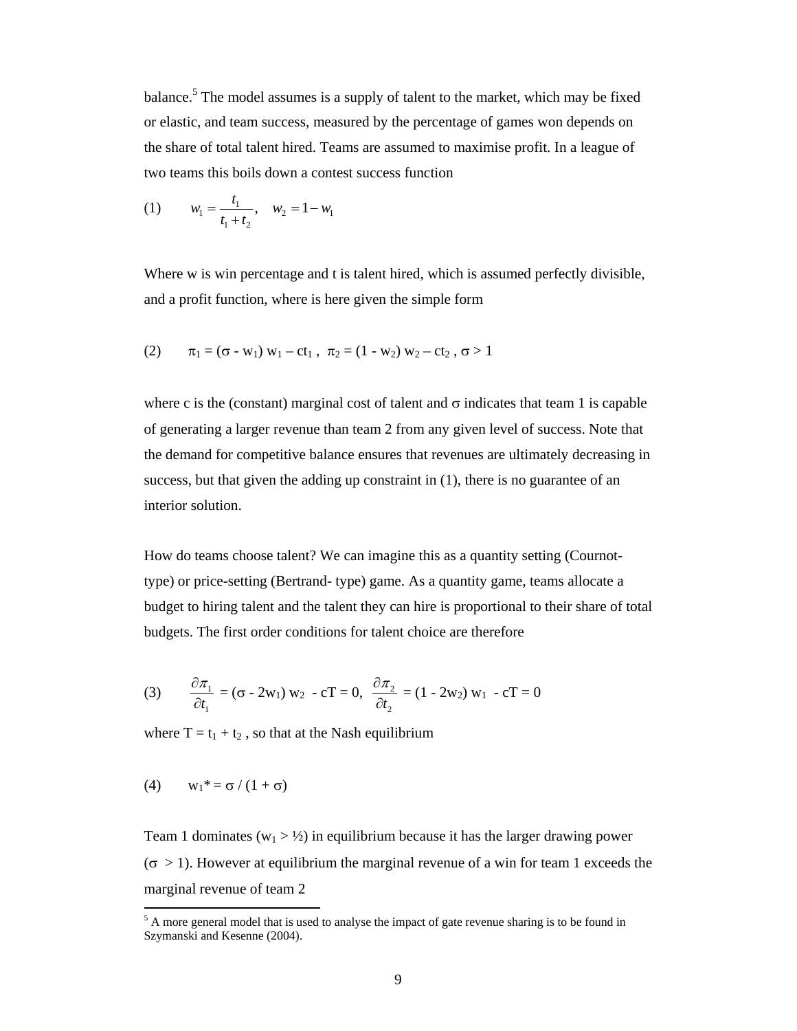balance.[5] The model assumes is a supply of talent to the market, which may be fixed or elastic, and team success, measured by the percentage of games won depends on the share of total talent hired. Teams are assumed to maximise profit. In a league of two teams this boils down a contest success function

$$(1) \qquad w_1 = \frac{t_1}{t_1 + t_2}, \quad w_2 = 1 - w_1$$

Where w is win percentage and t is talent hired, which is assumed perfectly divisible, and a profit function, where is here given the simple form

$$(2) \qquad \pi_1 = (\sigma - w_1)\, w_1 - ct_1\,, \;\; \pi_2 = (1 - w_2)\, w_2 - ct_2\,,\; \sigma > 1$$

where c is the (constant) marginal cost of talent and $\sigma$ indicates that team 1 is capable of generating a larger revenue than team 2 from any given level of success. Note that the demand for competitive balance ensures that revenues are ultimately decreasing in success, but that given the adding up constraint in (1), there is no guarantee of an interior solution.

How do teams choose talent? We can imagine this as a quantity setting (Cournot-type) or price-setting (Bertrand- type) game. As a quantity game, teams allocate a budget to hiring talent and the talent they can hire is proportional to their share of total budgets. The first order conditions for talent choice are therefore

$$(3) \qquad \frac{\partial \pi_1}{\partial t_1} = (\sigma - 2w_1)\, w_2 \; - cT = 0, \;\; \frac{\partial \pi_2}{\partial t_2} = (1 - 2w_2)\, w_1 \; - cT = 0$$

where $T = t_1 + t_2$ , so that at the Nash equilibrium

$$(4) \qquad w_1^* = \sigma / (1 + \sigma)$$

Team 1 dominates ($w_1 > ½$) in equilibrium because it has the larger drawing power ($\sigma > 1$). However at equilibrium the marginal revenue of a win for team 1 exceeds the marginal revenue of team 2

[5] A more general model that is used to analyse the impact of gate revenue sharing is to be found in Szymanski and Kesenne (2004).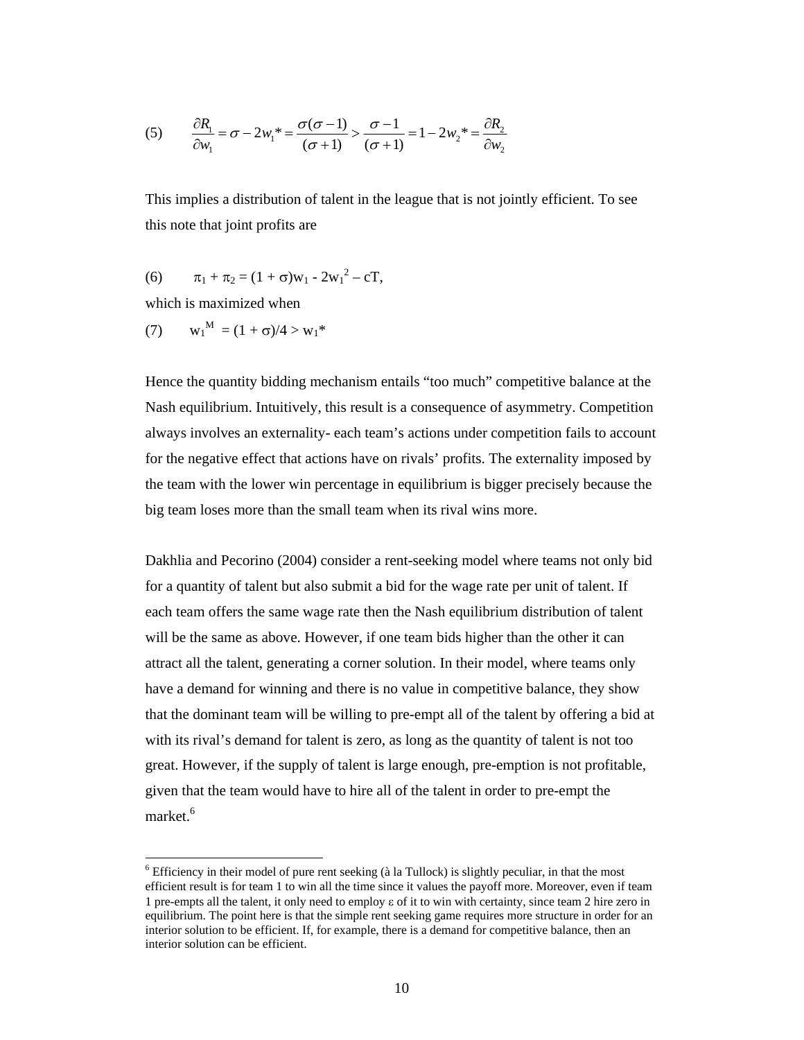$$(5) \qquad \frac{\partial R_1}{\partial w_1} = \sigma - 2w_1{*} = \frac{\sigma(\sigma-1)}{(\sigma+1)} > \frac{\sigma-1}{(\sigma+1)} = 1 - 2w_2{*} = \frac{\partial R_2}{\partial w_2}$$

This implies a distribution of talent in the league that is not jointly efficient. To see this note that joint profits are

$$(6) \qquad \pi_1 + \pi_2 = (1 + \sigma)w_1 - 2w_1^2 - cT,$$

which is maximized when

$$(7) \qquad w_1^M = (1 + \sigma)/4 > w_1{*}$$

Hence the quantity bidding mechanism entails "too much" competitive balance at the Nash equilibrium. Intuitively, this result is a consequence of asymmetry. Competition always involves an externality- each team's actions under competition fails to account for the negative effect that actions have on rivals' profits. The externality imposed by the team with the lower win percentage in equilibrium is bigger precisely because the big team loses more than the small team when its rival wins more.

Dakhlia and Pecorino (2004) consider a rent-seeking model where teams not only bid for a quantity of talent but also submit a bid for the wage rate per unit of talent. If each team offers the same wage rate then the Nash equilibrium distribution of talent will be the same as above. However, if one team bids higher than the other it can attract all the talent, generating a corner solution. In their model, where teams only have a demand for winning and there is no value in competitive balance, they show that the dominant team will be willing to pre-empt all of the talent by offering a bid at with its rival's demand for talent is zero, as long as the quantity of talent is not too great. However, if the supply of talent is large enough, pre-emption is not profitable, given that the team would have to hire all of the talent in order to pre-empt the market.[6]

[6] Efficiency in their model of pure rent seeking (à la Tullock) is slightly peculiar, in that the most efficient result is for team 1 to win all the time since it values the payoff more. Moreover, even if team 1 pre-empts all the talent, it only need to employ $\varepsilon$ of it to win with certainty, since team 2 hire zero in equilibrium. The point here is that the simple rent seeking game requires more structure in order for an interior solution to be efficient. If, for example, there is a demand for competitive balance, then an interior solution can be efficient.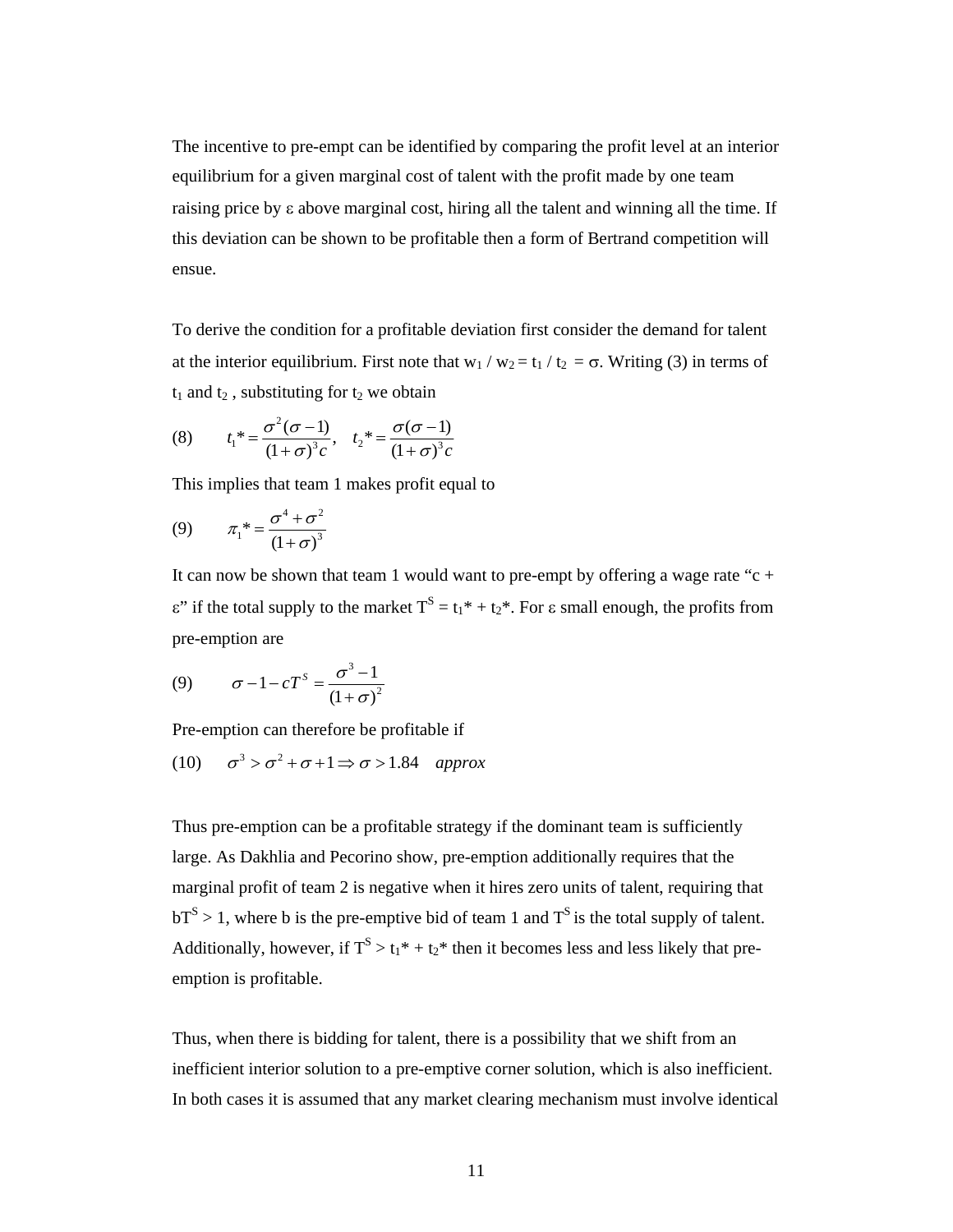The incentive to pre-empt can be identified by comparing the profit level at an interior equilibrium for a given marginal cost of talent with the profit made by one team raising price by $\varepsilon$ above marginal cost, hiring all the talent and winning all the time. If this deviation can be shown to be profitable then a form of Bertrand competition will ensue.

To derive the condition for a profitable deviation first consider the demand for talent at the interior equilibrium. First note that $w_1 / w_2 = t_1 / t_2 = \sigma$. Writing (3) in terms of $t_1$ and $t_2$, substituting for $t_2$ we obtain

$$(8) \qquad t_1{*} = \frac{\sigma^2(\sigma - 1)}{(1+\sigma)^3 c}, \quad t_2{*} = \frac{\sigma(\sigma - 1)}{(1+\sigma)^3 c}$$

This implies that team 1 makes profit equal to

$$(9) \qquad \pi_1{*} = \frac{\sigma^4 + \sigma^2}{(1+\sigma)^3}$$

It can now be shown that team 1 would want to pre-empt by offering a wage rate "c + $\varepsilon$" if the total supply to the market $T^S = t_1{*} + t_2{*}$. For $\varepsilon$ small enough, the profits from pre-emption are

$$(9) \qquad \sigma - 1 - cT^S = \frac{\sigma^3 - 1}{(1+\sigma)^2}$$

Pre-emption can therefore be profitable if

$$(10) \qquad \sigma^3 > \sigma^2 + \sigma + 1 \Rightarrow \sigma > 1.84 \quad approx$$

Thus pre-emption can be a profitable strategy if the dominant team is sufficiently large. As Dakhlia and Pecorino show, pre-emption additionally requires that the marginal profit of team 2 is negative when it hires zero units of talent, requiring that $bT^S > 1$, where b is the pre-emptive bid of team 1 and $T^S$ is the total supply of talent. Additionally, however, if $T^S > t_1{*} + t_2{*}$ then it becomes less and less likely that pre-emption is profitable.

Thus, when there is bidding for talent, there is a possibility that we shift from an inefficient interior solution to a pre-emptive corner solution, which is also inefficient. In both cases it is assumed that any market clearing mechanism must involve identical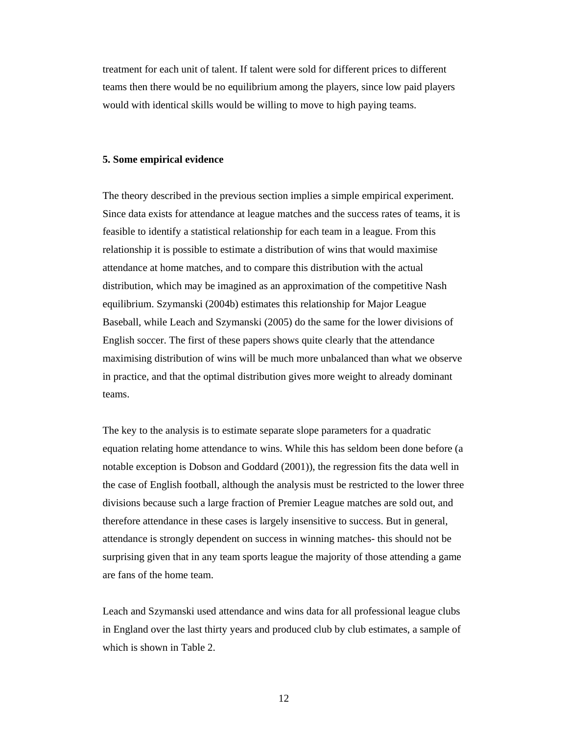treatment for each unit of talent. If talent were sold for different prices to different teams then there would be no equilibrium among the players, since low paid players would with identical skills would be willing to move to high paying teams.

## 5. Some empirical evidence

The theory described in the previous section implies a simple empirical experiment. Since data exists for attendance at league matches and the success rates of teams, it is feasible to identify a statistical relationship for each team in a league. From this relationship it is possible to estimate a distribution of wins that would maximise attendance at home matches, and to compare this distribution with the actual distribution, which may be imagined as an approximation of the competitive Nash equilibrium. Szymanski (2004b) estimates this relationship for Major League Baseball, while Leach and Szymanski (2005) do the same for the lower divisions of English soccer. The first of these papers shows quite clearly that the attendance maximising distribution of wins will be much more unbalanced than what we observe in practice, and that the optimal distribution gives more weight to already dominant teams.

The key to the analysis is to estimate separate slope parameters for a quadratic equation relating home attendance to wins. While this has seldom been done before (a notable exception is Dobson and Goddard (2001)), the regression fits the data well in the case of English football, although the analysis must be restricted to the lower three divisions because such a large fraction of Premier League matches are sold out, and therefore attendance in these cases is largely insensitive to success. But in general, attendance is strongly dependent on success in winning matches- this should not be surprising given that in any team sports league the majority of those attending a game are fans of the home team.

Leach and Szymanski used attendance and wins data for all professional league clubs in England over the last thirty years and produced club by club estimates, a sample of which is shown in Table 2.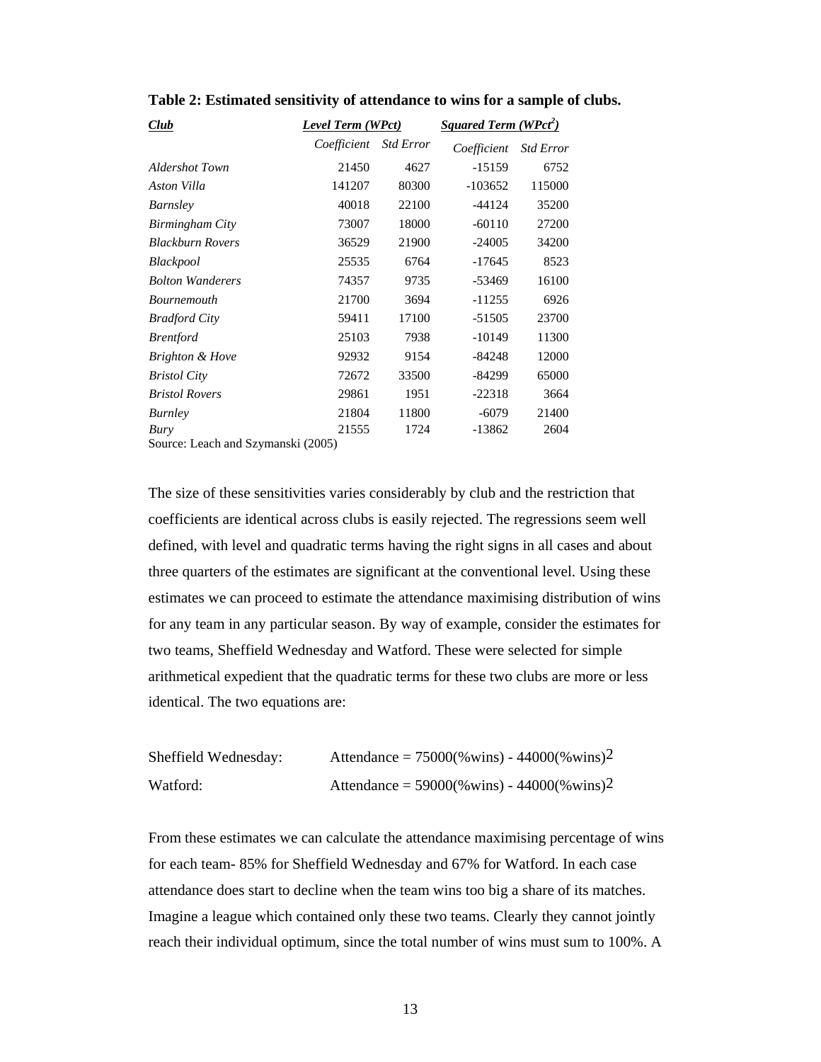**Table 2: Estimated sensitivity of attendance to wins for a sample of clubs.**

| ***Club*** | ***Level Term (WPct)*** | | ***Squared Term ($WPct^2$)*** | |
|---|---|---|---|---|
| | *Coefficient* | *Std Error* | *Coefficient* | *Std Error* |
| *Aldershot Town* | 21450 | 4627 | -15159 | 6752 |
| *Aston Villa* | 141207 | 80300 | -103652 | 115000 |
| *Barnsley* | 40018 | 22100 | -44124 | 35200 |
| *Birmingham City* | 73007 | 18000 | -60110 | 27200 |
| *Blackburn Rovers* | 36529 | 21900 | -24005 | 34200 |
| *Blackpool* | 25535 | 6764 | -17645 | 8523 |
| *Bolton Wanderers* | 74357 | 9735 | -53469 | 16100 |
| *Bournemouth* | 21700 | 3694 | -11255 | 6926 |
| *Bradford City* | 59411 | 17100 | -51505 | 23700 |
| *Brentford* | 25103 | 7938 | -10149 | 11300 |
| *Brighton & Hove* | 92932 | 9154 | -84248 | 12000 |
| *Bristol City* | 72672 | 33500 | -84299 | 65000 |
| *Bristol Rovers* | 29861 | 1951 | -22318 | 3664 |
| *Burnley* | 21804 | 11800 | -6079 | 21400 |
| *Bury* | 21555 | 1724 | -13862 | 2604 |

Source: Leach and Szymanski (2005)

The size of these sensitivities varies considerably by club and the restriction that coefficients are identical across clubs is easily rejected. The regressions seem well defined, with level and quadratic terms having the right signs in all cases and about three quarters of the estimates are significant at the conventional level. Using these estimates we can proceed to estimate the attendance maximising distribution of wins for any team in any particular season. By way of example, consider the estimates for two teams, Sheffield Wednesday and Watford. These were selected for simple arithmetical expedient that the quadratic terms for these two clubs are more or less identical. The two equations are:

Sheffield Wednesday: $\text{Attendance} = 75000(\%\text{wins}) - 44000(\%\text{wins})^2$

Watford: $\text{Attendance} = 59000(\%\text{wins}) - 44000(\%\text{wins})^2$

From these estimates we can calculate the attendance maximising percentage of wins for each team- 85% for Sheffield Wednesday and 67% for Watford. In each case attendance does start to decline when the team wins too big a share of its matches. Imagine a league which contained only these two teams. Clearly they cannot jointly reach their individual optimum, since the total number of wins must sum to 100%. A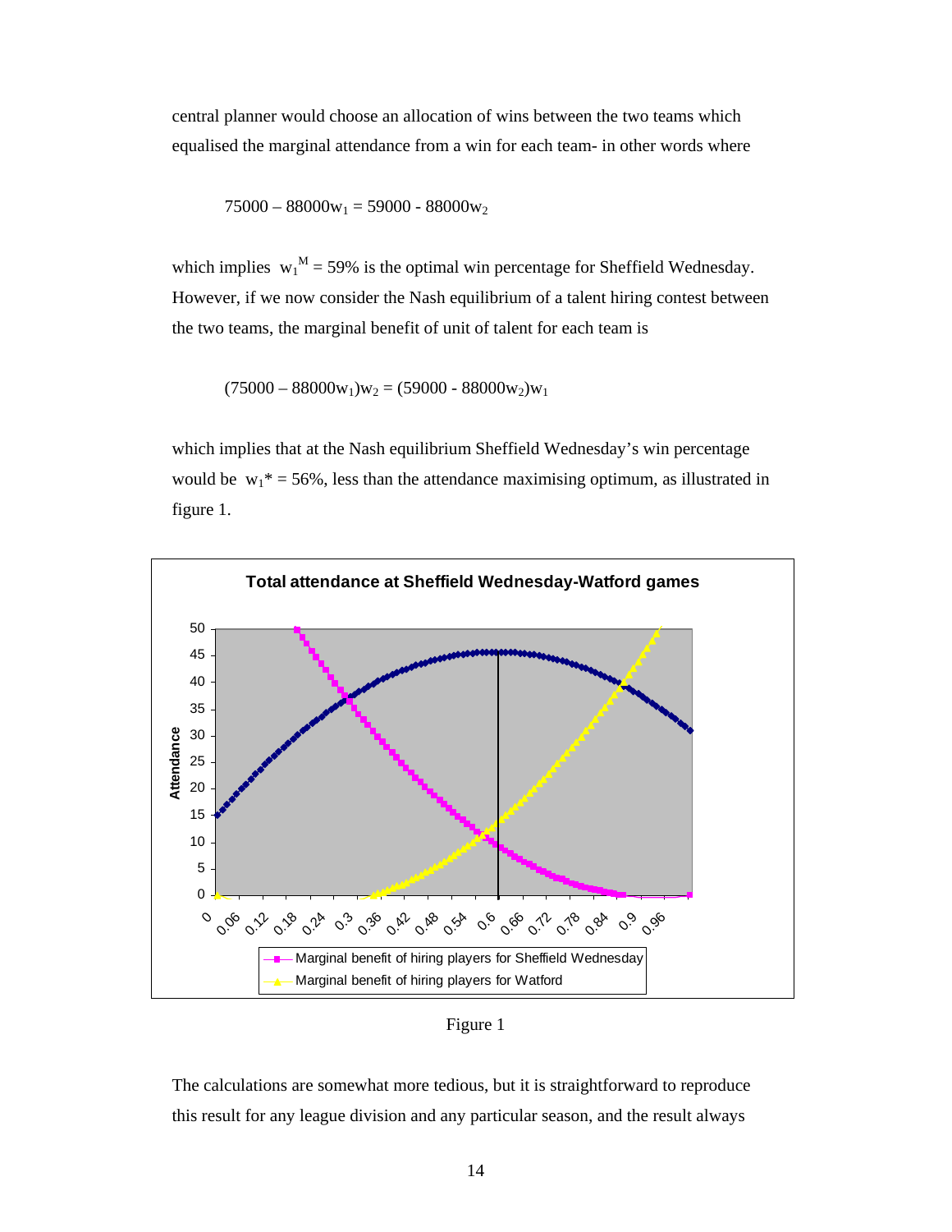central planner would choose an allocation of wins between the two teams which equalised the marginal attendance from a win for each team- in other words where

$$75000 - 88000w_1 = 59000 - 88000w_2$$

which implies $w_1^M = 59\%$ is the optimal win percentage for Sheffield Wednesday. However, if we now consider the Nash equilibrium of a talent hiring contest between the two teams, the marginal benefit of unit of talent for each team is

$$(75000 - 88000w_1)w_2 = (59000 - 88000w_2)w_1$$

which implies that at the Nash equilibrium Sheffield Wednesday's win percentage would be $w_1^* = 56\%$, less than the attendance maximising optimum, as illustrated in figure 1.

Figure 1

The calculations are somewhat more tedious, but it is straightforward to reproduce this result for any league division and any particular season, and the result always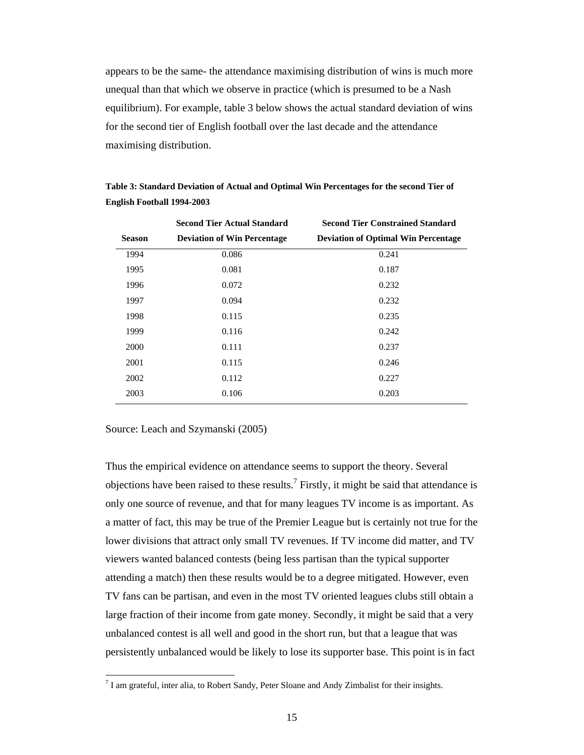appears to be the same- the attendance maximising distribution of wins is much more unequal than that which we observe in practice (which is presumed to be a Nash equilibrium). For example, table 3 below shows the actual standard deviation of wins for the second tier of English football over the last decade and the attendance maximising distribution.

**Table 3: Standard Deviation of Actual and Optimal Win Percentages for the second Tier of English Football 1994-2003**

| Season | Second Tier Actual Standard Deviation of Win Percentage | Second Tier Constrained Standard Deviation of Optimal Win Percentage |
|---|---|---|
| 1994 | 0.086 | 0.241 |
| 1995 | 0.081 | 0.187 |
| 1996 | 0.072 | 0.232 |
| 1997 | 0.094 | 0.232 |
| 1998 | 0.115 | 0.235 |
| 1999 | 0.116 | 0.242 |
| 2000 | 0.111 | 0.237 |
| 2001 | 0.115 | 0.246 |
| 2002 | 0.112 | 0.227 |
| 2003 | 0.106 | 0.203 |

Source: Leach and Szymanski (2005)

Thus the empirical evidence on attendance seems to support the theory. Several objections have been raised to these results.[7] Firstly, it might be said that attendance is only one source of revenue, and that for many leagues TV income is as important. As a matter of fact, this may be true of the Premier League but is certainly not true for the lower divisions that attract only small TV revenues. If TV income did matter, and TV viewers wanted balanced contests (being less partisan than the typical supporter attending a match) then these results would be to a degree mitigated. However, even TV fans can be partisan, and even in the most TV oriented leagues clubs still obtain a large fraction of their income from gate money. Secondly, it might be said that a very unbalanced contest is all well and good in the short run, but that a league that was persistently unbalanced would be likely to lose its supporter base. This point is in fact

[7] I am grateful, inter alia, to Robert Sandy, Peter Sloane and Andy Zimbalist for their insights.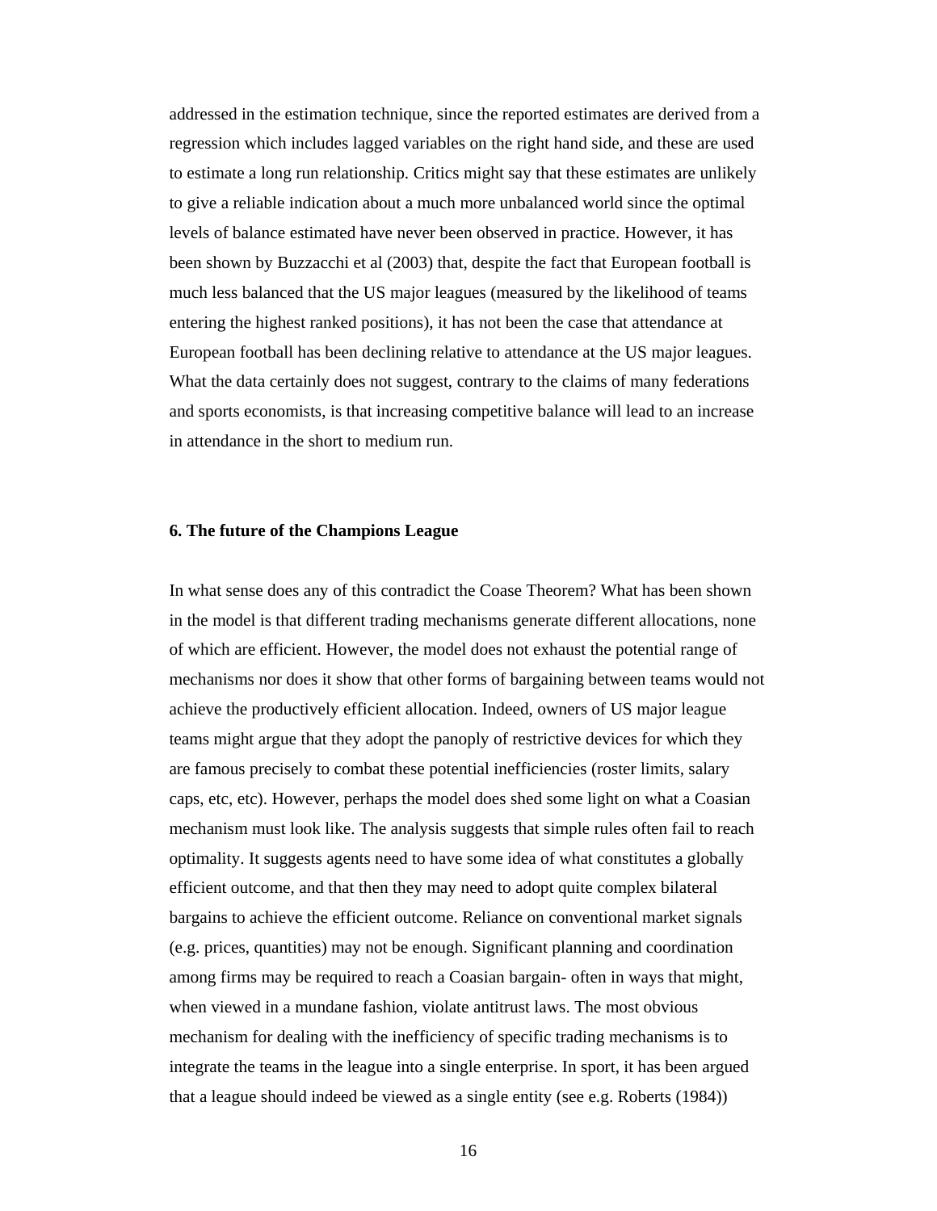addressed in the estimation technique, since the reported estimates are derived from a regression which includes lagged variables on the right hand side, and these are used to estimate a long run relationship. Critics might say that these estimates are unlikely to give a reliable indication about a much more unbalanced world since the optimal levels of balance estimated have never been observed in practice. However, it has been shown by Buzzacchi et al (2003) that, despite the fact that European football is much less balanced that the US major leagues (measured by the likelihood of teams entering the highest ranked positions), it has not been the case that attendance at European football has been declining relative to attendance at the US major leagues. What the data certainly does not suggest, contrary to the claims of many federations and sports economists, is that increasing competitive balance will lead to an increase in attendance in the short to medium run.

## 6. The future of the Champions League

In what sense does any of this contradict the Coase Theorem? What has been shown in the model is that different trading mechanisms generate different allocations, none of which are efficient. However, the model does not exhaust the potential range of mechanisms nor does it show that other forms of bargaining between teams would not achieve the productively efficient allocation. Indeed, owners of US major league teams might argue that they adopt the panoply of restrictive devices for which they are famous precisely to combat these potential inefficiencies (roster limits, salary caps, etc, etc). However, perhaps the model does shed some light on what a Coasian mechanism must look like. The analysis suggests that simple rules often fail to reach optimality. It suggests agents need to have some idea of what constitutes a globally efficient outcome, and that then they may need to adopt quite complex bilateral bargains to achieve the efficient outcome. Reliance on conventional market signals (e.g. prices, quantities) may not be enough. Significant planning and coordination among firms may be required to reach a Coasian bargain- often in ways that might, when viewed in a mundane fashion, violate antitrust laws. The most obvious mechanism for dealing with the inefficiency of specific trading mechanisms is to integrate the teams in the league into a single enterprise. In sport, it has been argued that a league should indeed be viewed as a single entity (see e.g. Roberts (1984))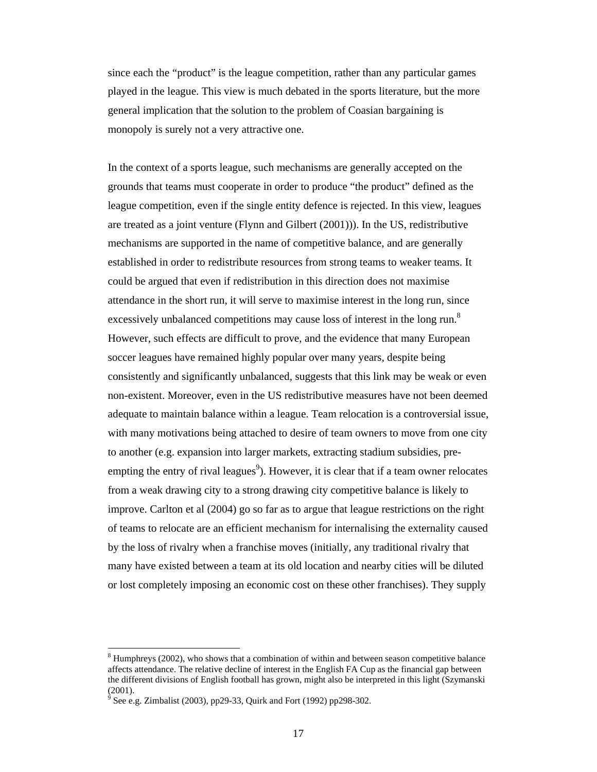since each the "product" is the league competition, rather than any particular games played in the league. This view is much debated in the sports literature, but the more general implication that the solution to the problem of Coasian bargaining is monopoly is surely not a very attractive one.

In the context of a sports league, such mechanisms are generally accepted on the grounds that teams must cooperate in order to produce "the product" defined as the league competition, even if the single entity defence is rejected. In this view, leagues are treated as a joint venture (Flynn and Gilbert (2001))). In the US, redistributive mechanisms are supported in the name of competitive balance, and are generally established in order to redistribute resources from strong teams to weaker teams. It could be argued that even if redistribution in this direction does not maximise attendance in the short run, it will serve to maximise interest in the long run, since excessively unbalanced competitions may cause loss of interest in the long run.[8] However, such effects are difficult to prove, and the evidence that many European soccer leagues have remained highly popular over many years, despite being consistently and significantly unbalanced, suggests that this link may be weak or even non-existent. Moreover, even in the US redistributive measures have not been deemed adequate to maintain balance within a league. Team relocation is a controversial issue, with many motivations being attached to desire of team owners to move from one city to another (e.g. expansion into larger markets, extracting stadium subsidies, pre-empting the entry of rival leagues[9]). However, it is clear that if a team owner relocates from a weak drawing city to a strong drawing city competitive balance is likely to improve. Carlton et al (2004) go so far as to argue that league restrictions on the right of teams to relocate are an efficient mechanism for internalising the externality caused by the loss of rivalry when a franchise moves (initially, any traditional rivalry that many have existed between a team at its old location and nearby cities will be diluted or lost completely imposing an economic cost on these other franchises). They supply

[8] Humphreys (2002), who shows that a combination of within and between season competitive balance affects attendance. The relative decline of interest in the English FA Cup as the financial gap between the different divisions of English football has grown, might also be interpreted in this light (Szymanski (2001).

[9] See e.g. Zimbalist (2003), pp29-33, Quirk and Fort (1992) pp298-302.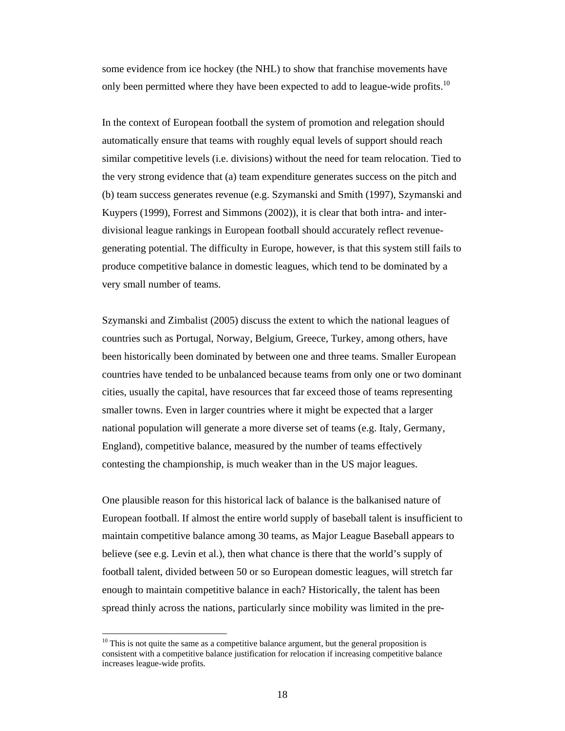some evidence from ice hockey (the NHL) to show that franchise movements have only been permitted where they have been expected to add to league-wide profits.[10]

In the context of European football the system of promotion and relegation should automatically ensure that teams with roughly equal levels of support should reach similar competitive levels (i.e. divisions) without the need for team relocation. Tied to the very strong evidence that (a) team expenditure generates success on the pitch and (b) team success generates revenue (e.g. Szymanski and Smith (1997), Szymanski and Kuypers (1999), Forrest and Simmons (2002)), it is clear that both intra- and inter-divisional league rankings in European football should accurately reflect revenue-generating potential. The difficulty in Europe, however, is that this system still fails to produce competitive balance in domestic leagues, which tend to be dominated by a very small number of teams.

Szymanski and Zimbalist (2005) discuss the extent to which the national leagues of countries such as Portugal, Norway, Belgium, Greece, Turkey, among others, have been historically been dominated by between one and three teams. Smaller European countries have tended to be unbalanced because teams from only one or two dominant cities, usually the capital, have resources that far exceed those of teams representing smaller towns. Even in larger countries where it might be expected that a larger national population will generate a more diverse set of teams (e.g. Italy, Germany, England), competitive balance, measured by the number of teams effectively contesting the championship, is much weaker than in the US major leagues.

One plausible reason for this historical lack of balance is the balkanised nature of European football. If almost the entire world supply of baseball talent is insufficient to maintain competitive balance among 30 teams, as Major League Baseball appears to believe (see e.g. Levin et al.), then what chance is there that the world's supply of football talent, divided between 50 or so European domestic leagues, will stretch far enough to maintain competitive balance in each? Historically, the talent has been spread thinly across the nations, particularly since mobility was limited in the pre-

[10] This is not quite the same as a competitive balance argument, but the general proposition is consistent with a competitive balance justification for relocation if increasing competitive balance increases league-wide profits.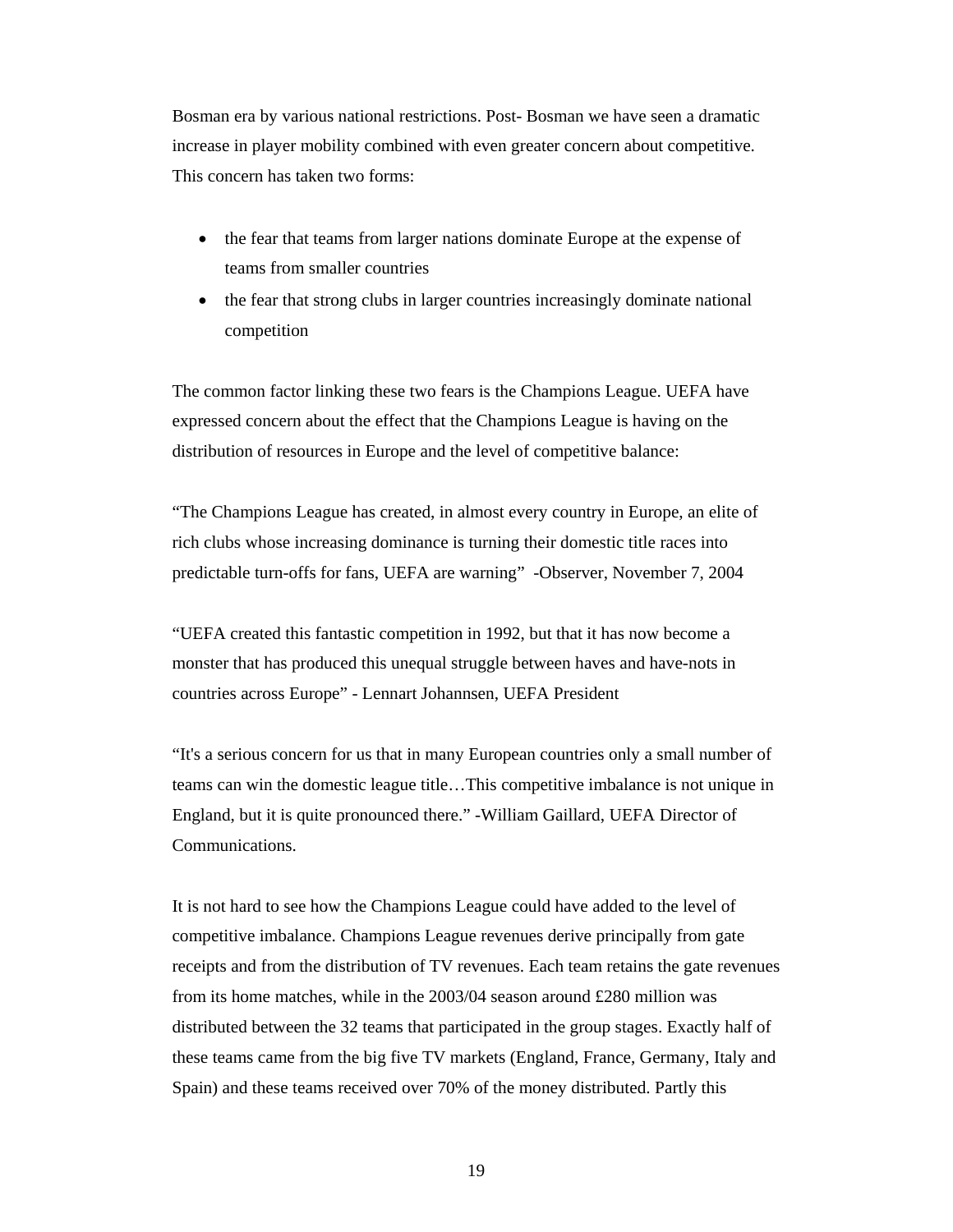Bosman era by various national restrictions. Post- Bosman we have seen a dramatic increase in player mobility combined with even greater concern about competitive. This concern has taken two forms:

- the fear that teams from larger nations dominate Europe at the expense of teams from smaller countries
- the fear that strong clubs in larger countries increasingly dominate national competition

The common factor linking these two fears is the Champions League. UEFA have expressed concern about the effect that the Champions League is having on the distribution of resources in Europe and the level of competitive balance:

"The Champions League has created, in almost every country in Europe, an elite of rich clubs whose increasing dominance is turning their domestic title races into predictable turn-offs for fans, UEFA are warning" -Observer, November 7, 2004

"UEFA created this fantastic competition in 1992, but that it has now become a monster that has produced this unequal struggle between haves and have-nots in countries across Europe" - Lennart Johannsen, UEFA President

"It's a serious concern for us that in many European countries only a small number of teams can win the domestic league title…This competitive imbalance is not unique in England, but it is quite pronounced there." -William Gaillard, UEFA Director of Communications.

It is not hard to see how the Champions League could have added to the level of competitive imbalance. Champions League revenues derive principally from gate receipts and from the distribution of TV revenues. Each team retains the gate revenues from its home matches, while in the 2003/04 season around £280 million was distributed between the 32 teams that participated in the group stages. Exactly half of these teams came from the big five TV markets (England, France, Germany, Italy and Spain) and these teams received over 70% of the money distributed. Partly this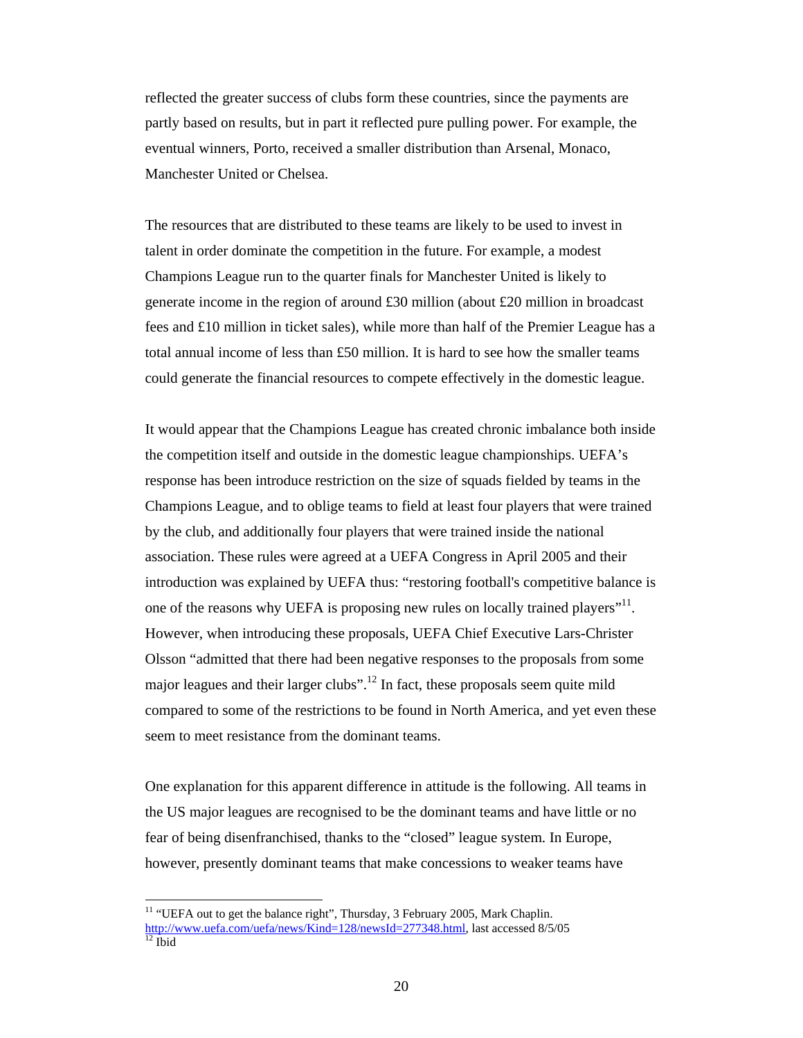reflected the greater success of clubs form these countries, since the payments are partly based on results, but in part it reflected pure pulling power. For example, the eventual winners, Porto, received a smaller distribution than Arsenal, Monaco, Manchester United or Chelsea.

The resources that are distributed to these teams are likely to be used to invest in talent in order dominate the competition in the future. For example, a modest Champions League run to the quarter finals for Manchester United is likely to generate income in the region of around £30 million (about £20 million in broadcast fees and £10 million in ticket sales), while more than half of the Premier League has a total annual income of less than £50 million. It is hard to see how the smaller teams could generate the financial resources to compete effectively in the domestic league.

It would appear that the Champions League has created chronic imbalance both inside the competition itself and outside in the domestic league championships. UEFA's response has been introduce restriction on the size of squads fielded by teams in the Champions League, and to oblige teams to field at least four players that were trained by the club, and additionally four players that were trained inside the national association. These rules were agreed at a UEFA Congress in April 2005 and their introduction was explained by UEFA thus: "restoring football's competitive balance is one of the reasons why UEFA is proposing new rules on locally trained players"[11]. However, when introducing these proposals, UEFA Chief Executive Lars-Christer Olsson "admitted that there had been negative responses to the proposals from some major leagues and their larger clubs".[12] In fact, these proposals seem quite mild compared to some of the restrictions to be found in North America, and yet even these seem to meet resistance from the dominant teams.

One explanation for this apparent difference in attitude is the following. All teams in the US major leagues are recognised to be the dominant teams and have little or no fear of being disenfranchised, thanks to the "closed" league system. In Europe, however, presently dominant teams that make concessions to weaker teams have

---

[11] "UEFA out to get the balance right", Thursday, 3 February 2005, Mark Chaplin. http://www.uefa.com/uefa/news/Kind=128/newsId=277348.html, last accessed 8/5/05

[12] Ibid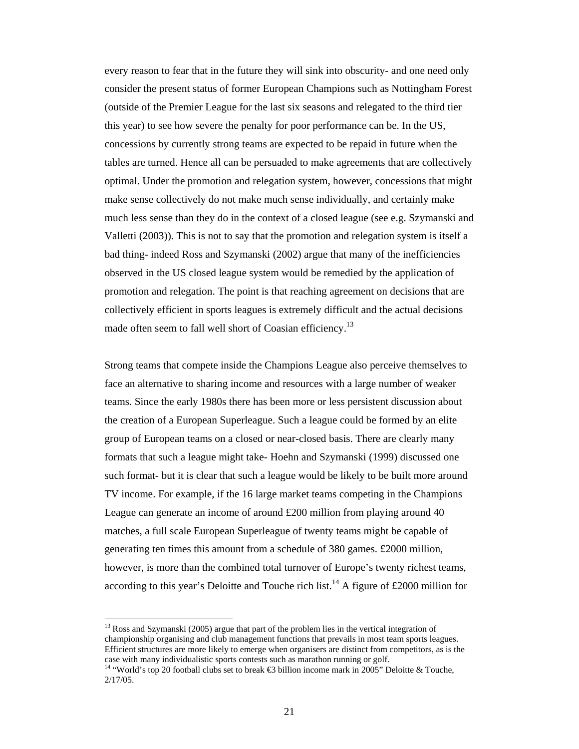every reason to fear that in the future they will sink into obscurity- and one need only consider the present status of former European Champions such as Nottingham Forest (outside of the Premier League for the last six seasons and relegated to the third tier this year) to see how severe the penalty for poor performance can be. In the US, concessions by currently strong teams are expected to be repaid in future when the tables are turned. Hence all can be persuaded to make agreements that are collectively optimal. Under the promotion and relegation system, however, concessions that might make sense collectively do not make much sense individually, and certainly make much less sense than they do in the context of a closed league (see e.g. Szymanski and Valletti (2003)). This is not to say that the promotion and relegation system is itself a bad thing- indeed Ross and Szymanski (2002) argue that many of the inefficiencies observed in the US closed league system would be remedied by the application of promotion and relegation. The point is that reaching agreement on decisions that are collectively efficient in sports leagues is extremely difficult and the actual decisions made often seem to fall well short of Coasian efficiency.[13]

Strong teams that compete inside the Champions League also perceive themselves to face an alternative to sharing income and resources with a large number of weaker teams. Since the early 1980s there has been more or less persistent discussion about the creation of a European Superleague. Such a league could be formed by an elite group of European teams on a closed or near-closed basis. There are clearly many formats that such a league might take- Hoehn and Szymanski (1999) discussed one such format- but it is clear that such a league would be likely to be built more around TV income. For example, if the 16 large market teams competing in the Champions League can generate an income of around £200 million from playing around 40 matches, a full scale European Superleague of twenty teams might be capable of generating ten times this amount from a schedule of 380 games. £2000 million, however, is more than the combined total turnover of Europe's twenty richest teams, according to this year's Deloitte and Touche rich list.[14] A figure of £2000 million for

[13] Ross and Szymanski (2005) argue that part of the problem lies in the vertical integration of championship organising and club management functions that prevails in most team sports leagues. Efficient structures are more likely to emerge when organisers are distinct from competitors, as is the case with many individualistic sports contests such as marathon running or golf.

[14] "World's top 20 football clubs set to break €3 billion income mark in 2005" Deloitte & Touche, 2/17/05.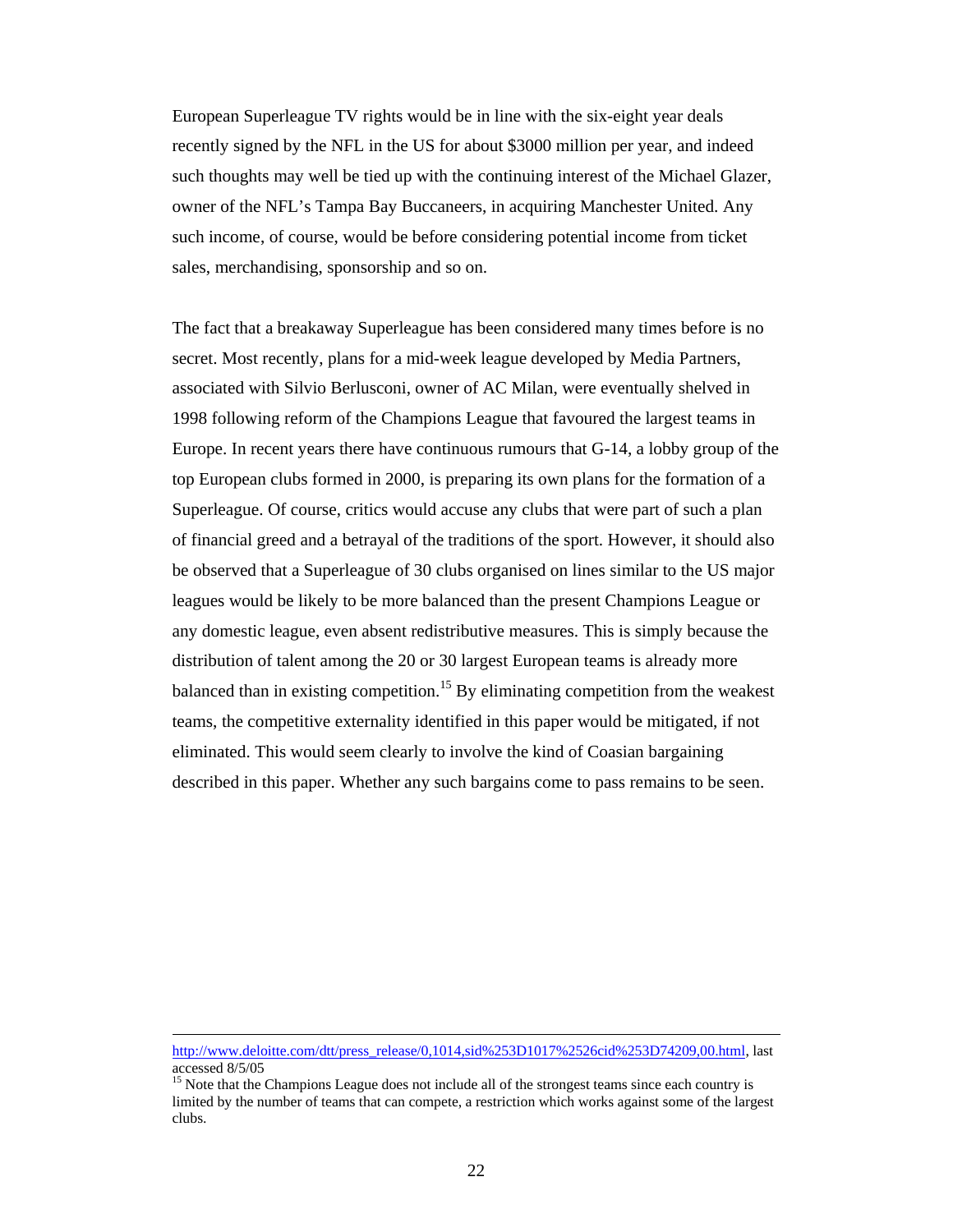European Superleague TV rights would be in line with the six-eight year deals recently signed by the NFL in the US for about $3000 million per year, and indeed such thoughts may well be tied up with the continuing interest of the Michael Glazer, owner of the NFL's Tampa Bay Buccaneers, in acquiring Manchester United. Any such income, of course, would be before considering potential income from ticket sales, merchandising, sponsorship and so on.

The fact that a breakaway Superleague has been considered many times before is no secret. Most recently, plans for a mid-week league developed by Media Partners, associated with Silvio Berlusconi, owner of AC Milan, were eventually shelved in 1998 following reform of the Champions League that favoured the largest teams in Europe. In recent years there have continuous rumours that G-14, a lobby group of the top European clubs formed in 2000, is preparing its own plans for the formation of a Superleague. Of course, critics would accuse any clubs that were part of such a plan of financial greed and a betrayal of the traditions of the sport. However, it should also be observed that a Superleague of 30 clubs organised on lines similar to the US major leagues would be likely to be more balanced than the present Champions League or any domestic league, even absent redistributive measures. This is simply because the distribution of talent among the 20 or 30 largest European teams is already more balanced than in existing competition.[15] By eliminating competition from the weakest teams, the competitive externality identified in this paper would be mitigated, if not eliminated. This would seem clearly to involve the kind of Coasian bargaining described in this paper. Whether any such bargains come to pass remains to be seen.

---

http://www.deloitte.com/dtt/press_release/0,1014,sid%253D1017%2526cid%253D74209,00.html, last accessed 8/5/05

[15] Note that the Champions League does not include all of the strongest teams since each country is limited by the number of teams that can compete, a restriction which works against some of the largest clubs.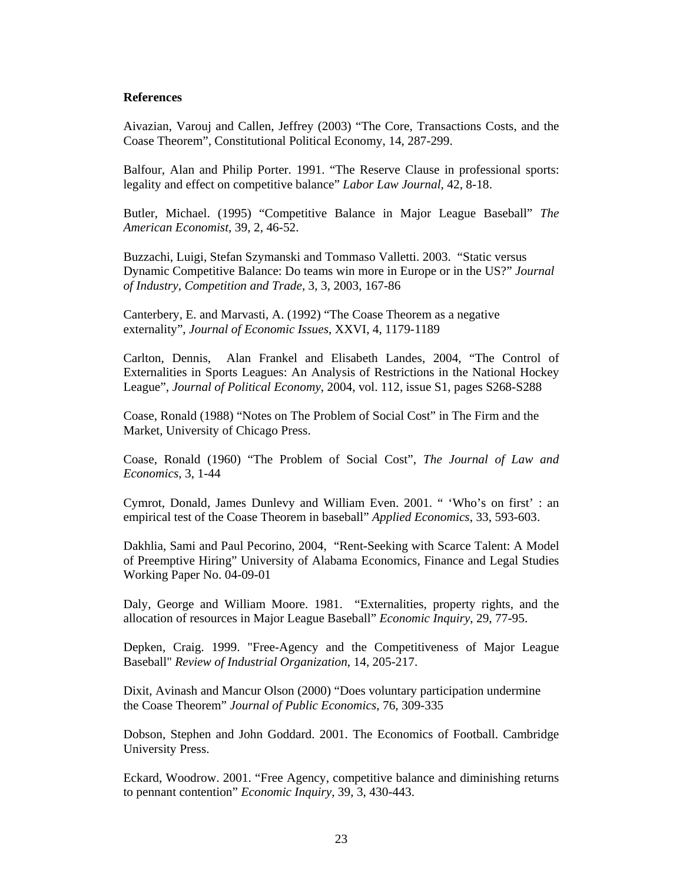**References**

Aivazian, Varouj and Callen, Jeffrey (2003) "The Core, Transactions Costs, and the Coase Theorem", Constitutional Political Economy, 14, 287-299.

Balfour, Alan and Philip Porter. 1991. "The Reserve Clause in professional sports: legality and effect on competitive balance" *Labor Law Journal*, 42, 8-18.

Butler, Michael. (1995) "Competitive Balance in Major League Baseball" *The American Economist*, 39, 2, 46-52.

Buzzachi, Luigi, Stefan Szymanski and Tommaso Valletti. 2003. "Static versus Dynamic Competitive Balance: Do teams win more in Europe or in the US?" *Journal of Industry, Competition and Trade*, 3, 3, 2003, 167-86

Canterbery, E. and Marvasti, A. (1992) "The Coase Theorem as a negative externality", *Journal of Economic Issues*, XXVI, 4, 1179-1189

Carlton, Dennis, Alan Frankel and Elisabeth Landes, 2004, "The Control of Externalities in Sports Leagues: An Analysis of Restrictions in the National Hockey League", *Journal of Political Economy*, 2004, vol. 112, issue S1, pages S268-S288

Coase, Ronald (1988) "Notes on The Problem of Social Cost" in The Firm and the Market, University of Chicago Press.

Coase, Ronald (1960) "The Problem of Social Cost", *The Journal of Law and Economics*, 3, 1-44

Cymrot, Donald, James Dunlevy and William Even. 2001. " 'Who's on first' : an empirical test of the Coase Theorem in baseball" *Applied Economics*, 33, 593-603.

Dakhlia, Sami and Paul Pecorino, 2004, "Rent-Seeking with Scarce Talent: A Model of Preemptive Hiring" University of Alabama Economics, Finance and Legal Studies Working Paper No. 04-09-01

Daly, George and William Moore. 1981. "Externalities, property rights, and the allocation of resources in Major League Baseball" *Economic Inquiry*, 29, 77-95.

Depken, Craig. 1999. "Free-Agency and the Competitiveness of Major League Baseball" *Review of Industrial Organization*, 14, 205-217.

Dixit, Avinash and Mancur Olson (2000) "Does voluntary participation undermine the Coase Theorem" *Journal of Public Economics*, 76, 309-335

Dobson, Stephen and John Goddard. 2001. The Economics of Football. Cambridge University Press.

Eckard, Woodrow. 2001. "Free Agency, competitive balance and diminishing returns to pennant contention" *Economic Inquiry*, 39, 3, 430-443.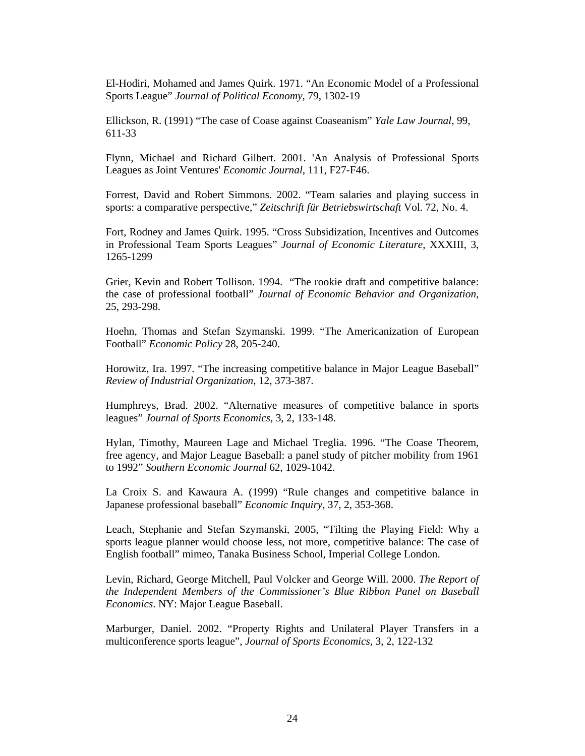El-Hodiri, Mohamed and James Quirk. 1971. “An Economic Model of a Professional Sports League” *Journal of Political Economy*, 79, 1302-19

Ellickson, R. (1991) “The case of Coase against Coaseanism” *Yale Law Journal*, 99, 611-33

Flynn, Michael and Richard Gilbert. 2001. 'An Analysis of Professional Sports Leagues as Joint Ventures' *Economic Journal*, 111, F27-F46.

Forrest, David and Robert Simmons. 2002. “Team salaries and playing success in sports: a comparative perspective,” *Zeitschrift für Betriebswirtschaft* Vol. 72, No. 4.

Fort, Rodney and James Quirk. 1995. “Cross Subsidization, Incentives and Outcomes in Professional Team Sports Leagues” *Journal of Economic Literature*, XXXIII, 3, 1265-1299

Grier, Kevin and Robert Tollison. 1994. “The rookie draft and competitive balance: the case of professional football” *Journal of Economic Behavior and Organization*, 25, 293-298.

Hoehn, Thomas and Stefan Szymanski. 1999. “The Americanization of European Football” *Economic Policy* 28, 205-240.

Horowitz, Ira. 1997. “The increasing competitive balance in Major League Baseball” *Review of Industrial Organization*, 12, 373-387.

Humphreys, Brad. 2002. “Alternative measures of competitive balance in sports leagues” *Journal of Sports Economics*, 3, 2, 133-148.

Hylan, Timothy, Maureen Lage and Michael Treglia. 1996. “The Coase Theorem, free agency, and Major League Baseball: a panel study of pitcher mobility from 1961 to 1992” *Southern Economic Journal* 62, 1029-1042.

La Croix S. and Kawaura A. (1999) “Rule changes and competitive balance in Japanese professional baseball” *Economic Inquiry*, 37, 2, 353-368.

Leach, Stephanie and Stefan Szymanski, 2005, “Tilting the Playing Field: Why a sports league planner would choose less, not more, competitive balance: The case of English football” mimeo, Tanaka Business School, Imperial College London.

Levin, Richard, George Mitchell, Paul Volcker and George Will. 2000. *The Report of the Independent Members of the Commissioner’s Blue Ribbon Panel on Baseball Economics*. NY: Major League Baseball.

Marburger, Daniel. 2002. “Property Rights and Unilateral Player Transfers in a multiconference sports league”, *Journal of Sports Economics*, 3, 2, 122-132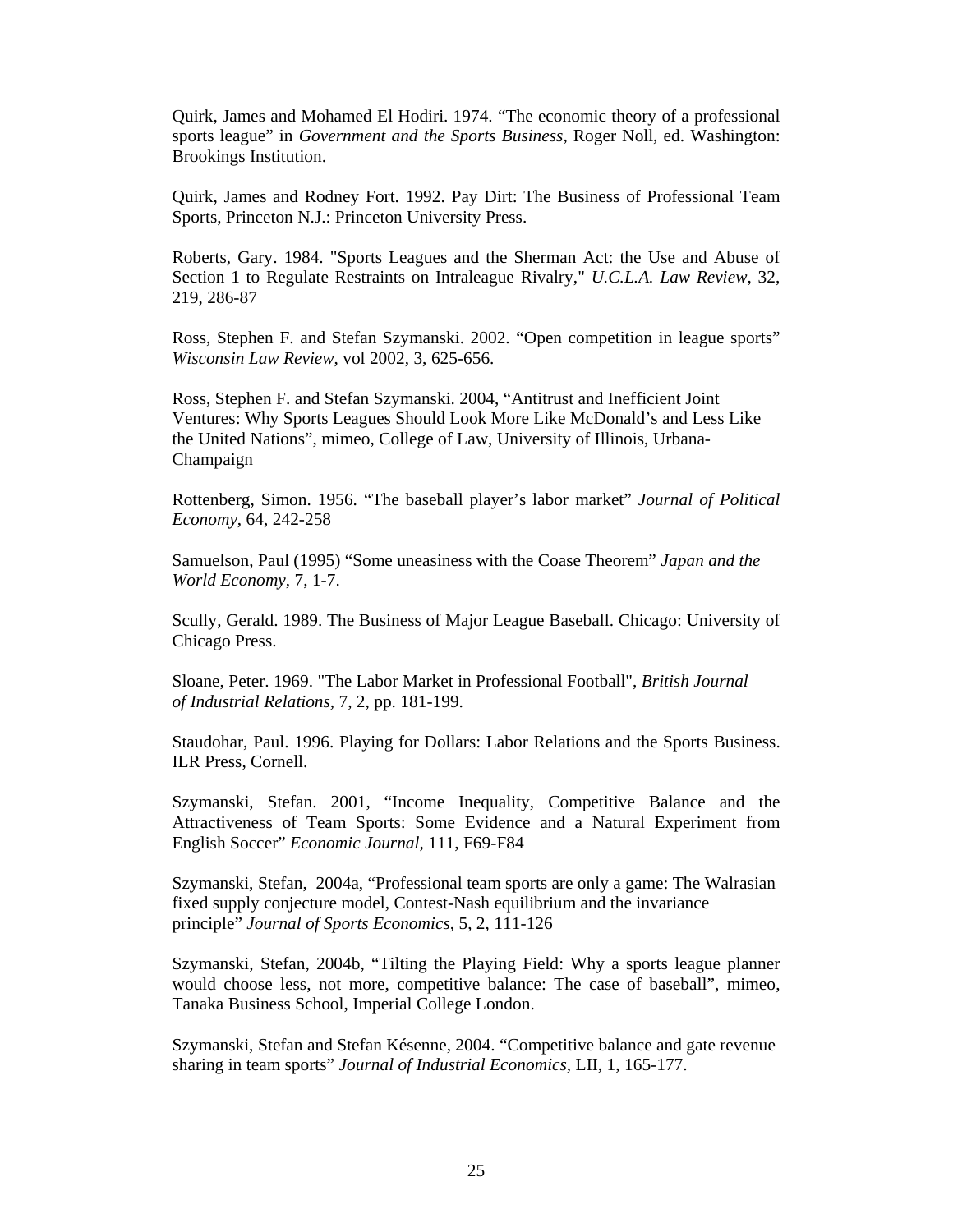Quirk, James and Mohamed El Hodiri. 1974. “The economic theory of a professional sports league” in *Government and the Sports Business*, Roger Noll, ed. Washington: Brookings Institution.

Quirk, James and Rodney Fort. 1992. Pay Dirt: The Business of Professional Team Sports, Princeton N.J.: Princeton University Press.

Roberts, Gary. 1984. "Sports Leagues and the Sherman Act: the Use and Abuse of Section 1 to Regulate Restraints on Intraleague Rivalry," *U.C.L.A. Law Review*, 32, 219, 286-87

Ross, Stephen F. and Stefan Szymanski. 2002. “Open competition in league sports” *Wisconsin Law Review*, vol 2002, 3, 625-656.

Ross, Stephen F. and Stefan Szymanski. 2004, “Antitrust and Inefficient Joint Ventures: Why Sports Leagues Should Look More Like McDonald’s and Less Like the United Nations”, mimeo, College of Law, University of Illinois, Urbana-Champaign

Rottenberg, Simon. 1956. “The baseball player’s labor market” *Journal of Political Economy*, 64, 242-258

Samuelson, Paul (1995) “Some uneasiness with the Coase Theorem” *Japan and the World Economy*, 7, 1-7.

Scully, Gerald. 1989. The Business of Major League Baseball. Chicago: University of Chicago Press.

Sloane, Peter. 1969. "The Labor Market in Professional Football", *British Journal of Industrial Relations*, 7, 2, pp. 181-199.

Staudohar, Paul. 1996. Playing for Dollars: Labor Relations and the Sports Business. ILR Press, Cornell.

Szymanski, Stefan. 2001, “Income Inequality, Competitive Balance and the Attractiveness of Team Sports: Some Evidence and a Natural Experiment from English Soccer” *Economic Journal*, 111, F69-F84

Szymanski, Stefan, 2004a, “Professional team sports are only a game: The Walrasian fixed supply conjecture model, Contest-Nash equilibrium and the invariance principle” *Journal of Sports Economics*, 5, 2, 111-126

Szymanski, Stefan, 2004b, “Tilting the Playing Field: Why a sports league planner would choose less, not more, competitive balance: The case of baseball”, mimeo, Tanaka Business School, Imperial College London.

Szymanski, Stefan and Stefan Késenne, 2004. “Competitive balance and gate revenue sharing in team sports” *Journal of Industrial Economics*, LII, 1, 165-177.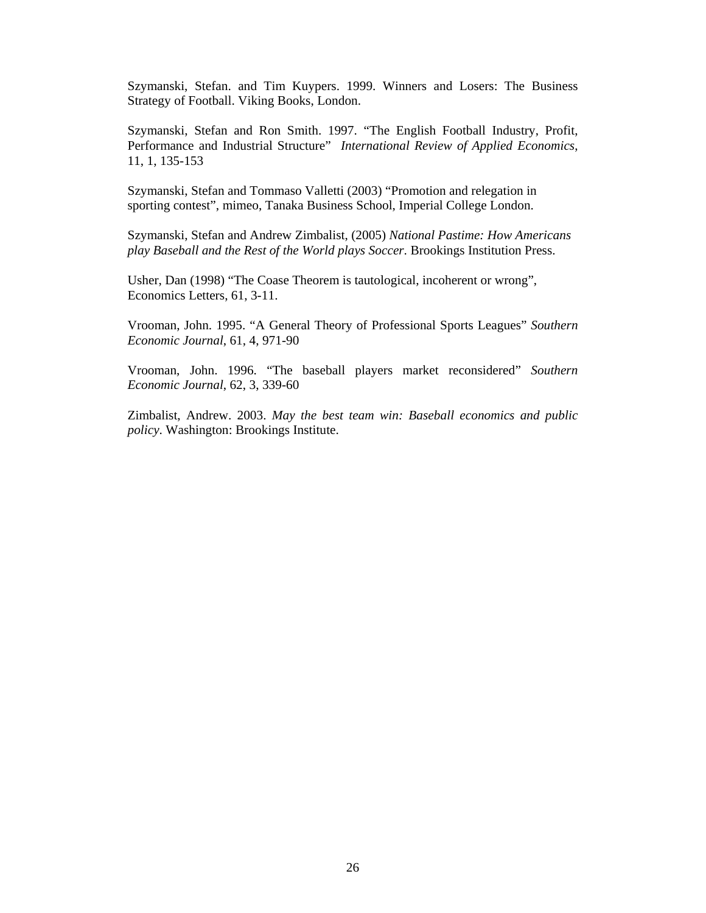Szymanski, Stefan. and Tim Kuypers. 1999. Winners and Losers: The Business Strategy of Football. Viking Books, London.

Szymanski, Stefan and Ron Smith. 1997. "The English Football Industry, Profit, Performance and Industrial Structure" *International Review of Applied Economics*, 11, 1, 135-153

Szymanski, Stefan and Tommaso Valletti (2003) "Promotion and relegation in sporting contest", mimeo, Tanaka Business School, Imperial College London.

Szymanski, Stefan and Andrew Zimbalist, (2005) *National Pastime: How Americans play Baseball and the Rest of the World plays Soccer*. Brookings Institution Press.

Usher, Dan (1998) "The Coase Theorem is tautological, incoherent or wrong", Economics Letters, 61, 3-11.

Vrooman, John. 1995. "A General Theory of Professional Sports Leagues" *Southern Economic Journal*, 61, 4, 971-90

Vrooman, John. 1996. "The baseball players market reconsidered" *Southern Economic Journal*, 62, 3, 339-60

Zimbalist, Andrew. 2003. *May the best team win: Baseball economics and public policy*. Washington: Brookings Institute.